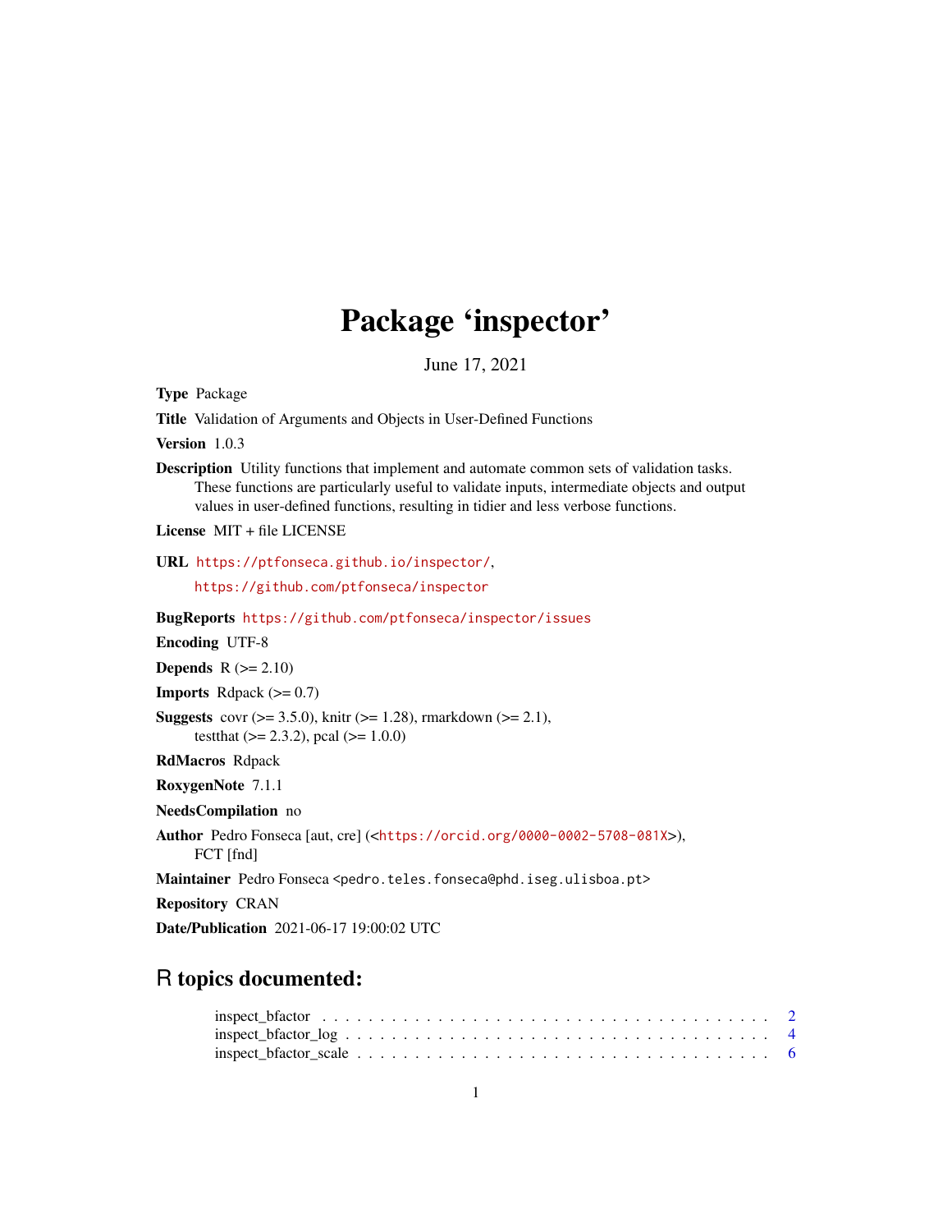# Package 'inspector'

June 17, 2021

**Type** Package

**Title** Validation of Arguments and Objects in User-Defined Functions

**Version** 1.0.3

**Description** Utility functions that implement and automate common sets of validation tasks. These functions are particularly useful to validate inputs, intermediate objects and output values in user-defined functions, resulting in tidier and less verbose functions.

**License** MIT + file LICENSE

**URL** https://ptfonseca.github.io/inspector/,
https://github.com/ptfonseca/inspector

**BugReports** https://github.com/ptfonseca/inspector/issues

**Encoding** UTF-8

**Depends** R (>= 2.10)

**Imports** Rdpack (>= 0.7)

**Suggests** covr (>= 3.5.0), knitr (>= 1.28), rmarkdown (>= 2.1), testthat (>= 2.3.2), pcal (>= 1.0.0)

**RdMacros** Rdpack

**RoxygenNote** 7.1.1

**NeedsCompilation** no

**Author** Pedro Fonseca [aut, cre] (<https://orcid.org/0000-0002-5708-081X>), FCT [fnd]

**Maintainer** Pedro Fonseca <pedro.teles.fonseca@phd.iseg.ulisboa.pt>

**Repository** CRAN

**Date/Publication** 2021-06-17 19:00:02 UTC

## R topics documented:

inspect_bfactor . . . . . . . . . . . . . . . . . . . . . . . . . . . . . . . . . . . . . . 2
inspect_bfactor_log . . . . . . . . . . . . . . . . . . . . . . . . . . . . . . . . . . . . 4
inspect_bfactor_scale . . . . . . . . . . . . . . . . . . . . . . . . . . . . . . . . . . . 6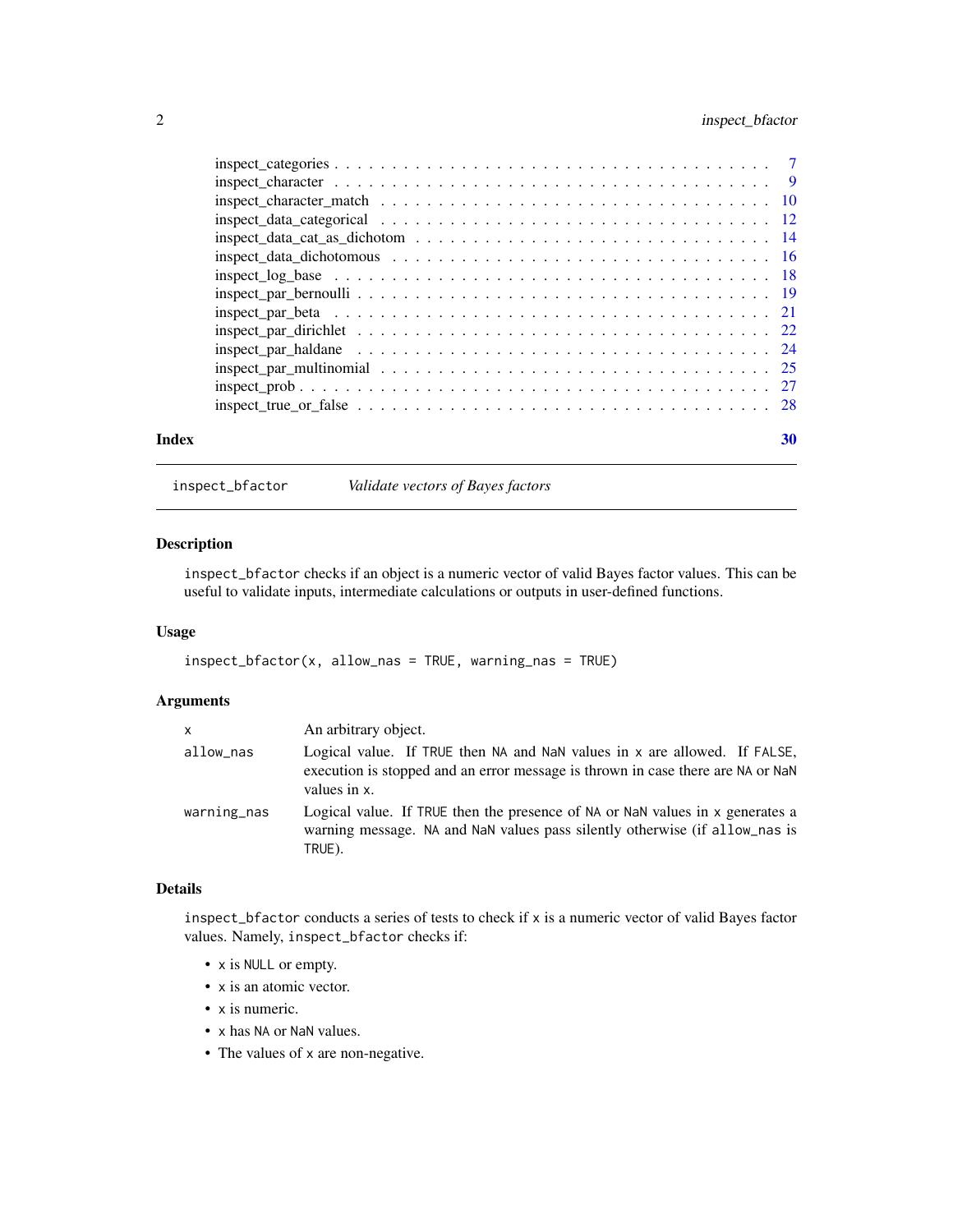inspect_categories . . . . . . . . . . . . . . . . . . . . . . . . . . . . . . . . . 7
inspect_character . . . . . . . . . . . . . . . . . . . . . . . . . . . . . . . . . 9
inspect_character_match . . . . . . . . . . . . . . . . . . . . . . . . . . . . . 10
inspect_data_categorical . . . . . . . . . . . . . . . . . . . . . . . . . . . . . 12
inspect_data_cat_as_dichotom . . . . . . . . . . . . . . . . . . . . . . . . . . 14
inspect_data_dichotomous . . . . . . . . . . . . . . . . . . . . . . . . . . . . . 16
inspect_log_base . . . . . . . . . . . . . . . . . . . . . . . . . . . . . . . . . 18
inspect_par_bernoulli . . . . . . . . . . . . . . . . . . . . . . . . . . . . . . . 19
inspect_par_beta . . . . . . . . . . . . . . . . . . . . . . . . . . . . . . . . . 21
inspect_par_dirichlet . . . . . . . . . . . . . . . . . . . . . . . . . . . . . . . 22
inspect_par_haldane . . . . . . . . . . . . . . . . . . . . . . . . . . . . . . . . 24
inspect_par_multinomial . . . . . . . . . . . . . . . . . . . . . . . . . . . . . . 25
inspect_prob . . . . . . . . . . . . . . . . . . . . . . . . . . . . . . . . . . . 27
inspect_true_or_false . . . . . . . . . . . . . . . . . . . . . . . . . . . . . . . 28

**Index** **30**

---

`inspect_bfactor` *Validate vectors of Bayes factors*

---

## Description

`inspect_bfactor` checks if an object is a numeric vector of valid Bayes factor values. This can be useful to validate inputs, intermediate calculations or outputs in user-defined functions.

## Usage

```
inspect_bfactor(x, allow_nas = TRUE, warning_nas = TRUE)
```

## Arguments

| | |
|---|---|
| `x` | An arbitrary object. |
| `allow_nas` | Logical value. If `TRUE` then `NA` and `NaN` values in `x` are allowed. If `FALSE`, execution is stopped and an error message is thrown in case there are `NA` or `NaN` values in `x`. |
| `warning_nas` | Logical value. If `TRUE` then the presence of `NA` or `NaN` values in `x` generates a warning message. `NA` and `NaN` values pass silently otherwise (if `allow_nas` is `TRUE`). |

## Details

`inspect_bfactor` conducts a series of tests to check if `x` is a numeric vector of valid Bayes factor values. Namely, `inspect_bfactor` checks if:

- `x` is `NULL` or empty.
- `x` is an atomic vector.
- `x` is numeric.
- `x` has `NA` or `NaN` values.
- The values of `x` are non-negative.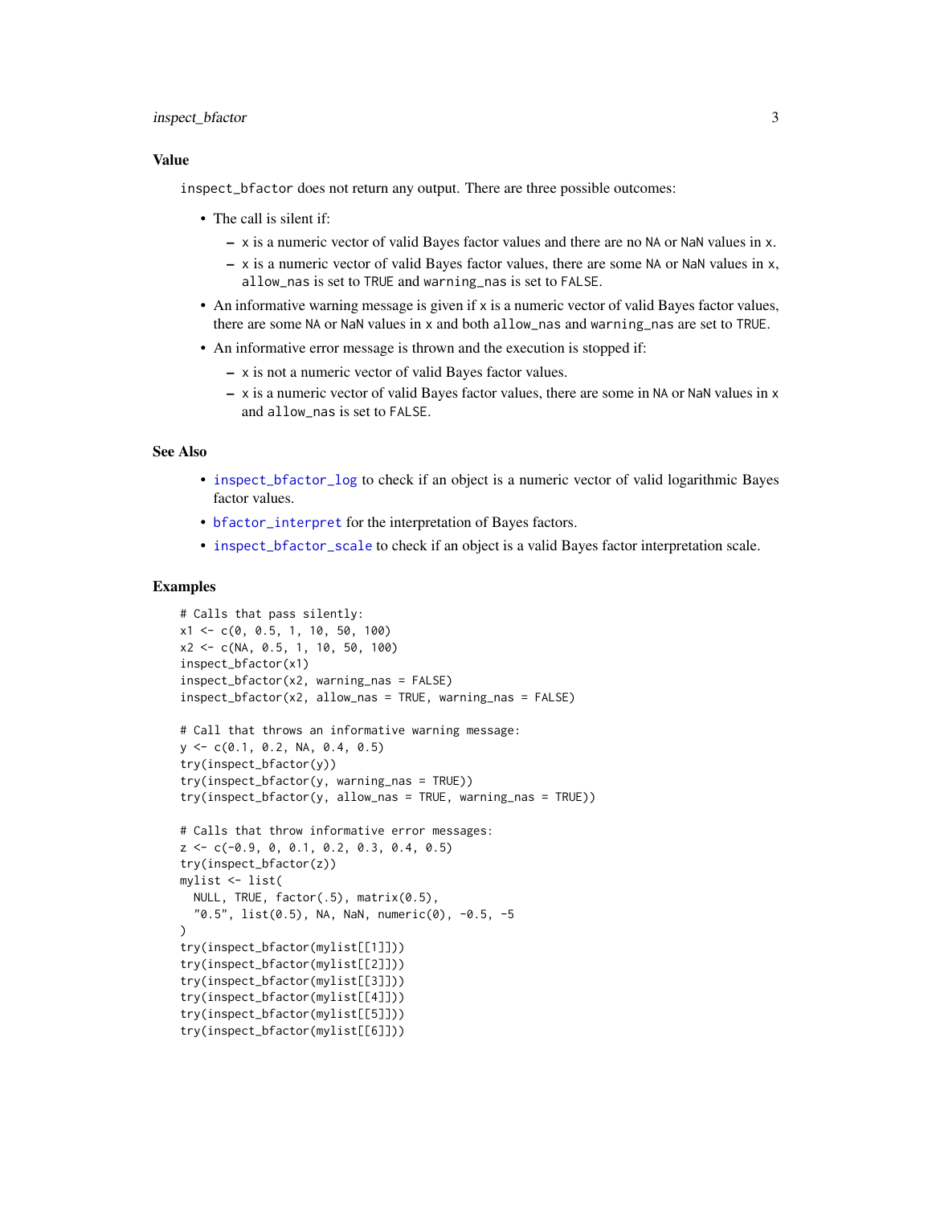## Value

`inspect_bfactor` does not return any output. There are three possible outcomes:

- The call is silent if:
  - `x` is a numeric vector of valid Bayes factor values and there are no `NA` or `NaN` values in `x`.
  - `x` is a numeric vector of valid Bayes factor values, there are some `NA` or `NaN` values in `x`, `allow_nas` is set to `TRUE` and `warning_nas` is set to `FALSE`.
- An informative warning message is given if `x` is a numeric vector of valid Bayes factor values, there are some `NA` or `NaN` values in `x` and both `allow_nas` and `warning_nas` are set to `TRUE`.
- An informative error message is thrown and the execution is stopped if:
  - `x` is not a numeric vector of valid Bayes factor values.
  - `x` is a numeric vector of valid Bayes factor values, there are some in `NA` or `NaN` values in `x` and `allow_nas` is set to `FALSE`.

## See Also

- `inspect_bfactor_log` to check if an object is a numeric vector of valid logarithmic Bayes factor values.
- `bfactor_interpret` for the interpretation of Bayes factors.
- `inspect_bfactor_scale` to check if an object is a valid Bayes factor interpretation scale.

## Examples

```
# Calls that pass silently:
x1 <- c(0, 0.5, 1, 10, 50, 100)
x2 <- c(NA, 0.5, 1, 10, 50, 100)
inspect_bfactor(x1)
inspect_bfactor(x2, warning_nas = FALSE)
inspect_bfactor(x2, allow_nas = TRUE, warning_nas = FALSE)

# Call that throws an informative warning message:
y <- c(0.1, 0.2, NA, 0.4, 0.5)
try(inspect_bfactor(y))
try(inspect_bfactor(y, warning_nas = TRUE))
try(inspect_bfactor(y, allow_nas = TRUE, warning_nas = TRUE))

# Calls that throw informative error messages:
z <- c(-0.9, 0, 0.1, 0.2, 0.3, 0.4, 0.5)
try(inspect_bfactor(z))
mylist <- list(
  NULL, TRUE, factor(.5), matrix(0.5),
  "0.5", list(0.5), NA, NaN, numeric(0), -0.5, -5
)
try(inspect_bfactor(mylist[[1]]))
try(inspect_bfactor(mylist[[2]]))
try(inspect_bfactor(mylist[[3]]))
try(inspect_bfactor(mylist[[4]]))
try(inspect_bfactor(mylist[[5]]))
try(inspect_bfactor(mylist[[6]]))
```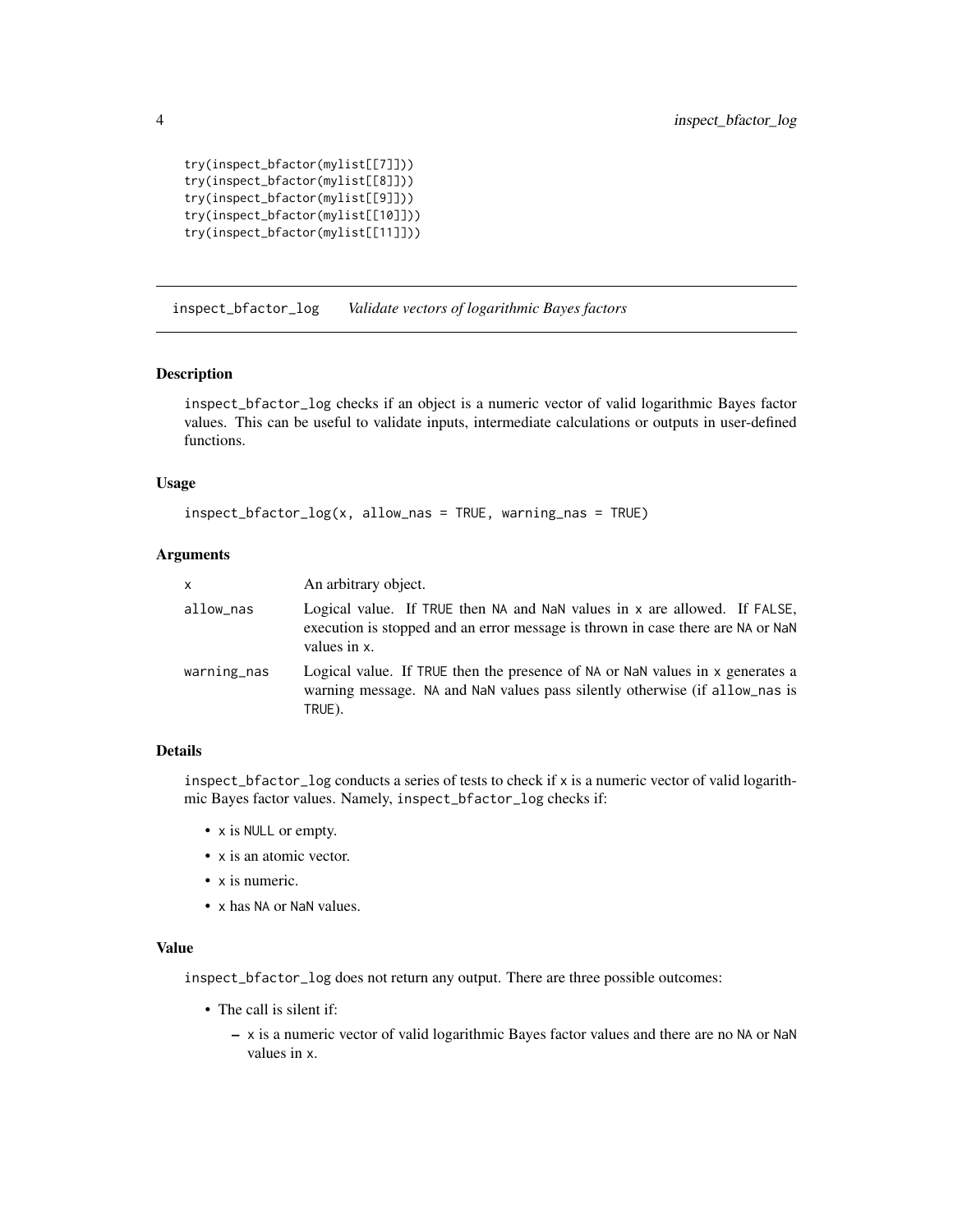```
try(inspect_bfactor(mylist[[7]]))
try(inspect_bfactor(mylist[[8]]))
try(inspect_bfactor(mylist[[9]]))
try(inspect_bfactor(mylist[[10]]))
try(inspect_bfactor(mylist[[11]]))
```

## inspect_bfactor_log *Validate vectors of logarithmic Bayes factors*

### Description

inspect_bfactor_log checks if an object is a numeric vector of valid logarithmic Bayes factor values. This can be useful to validate inputs, intermediate calculations or outputs in user-defined functions.

### Usage

```
inspect_bfactor_log(x, allow_nas = TRUE, warning_nas = TRUE)
```

### Arguments

| | |
|---|---|
| x | An arbitrary object. |
| allow_nas | Logical value. If TRUE then NA and NaN values in x are allowed. If FALSE, execution is stopped and an error message is thrown in case there are NA or NaN values in x. |
| warning_nas | Logical value. If TRUE then the presence of NA or NaN values in x generates a warning message. NA and NaN values pass silently otherwise (if allow_nas is TRUE). |

### Details

inspect_bfactor_log conducts a series of tests to check if x is a numeric vector of valid logarithmic Bayes factor values. Namely, inspect_bfactor_log checks if:

- x is NULL or empty.
- x is an atomic vector.
- x is numeric.
- x has NA or NaN values.

### Value

inspect_bfactor_log does not return any output. There are three possible outcomes:

- The call is silent if:
  - x is a numeric vector of valid logarithmic Bayes factor values and there are no NA or NaN values in x.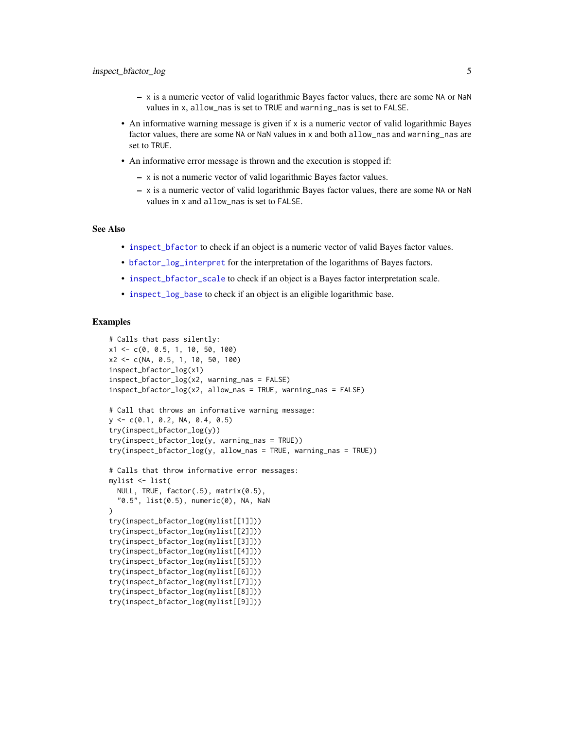- x is a numeric vector of valid logarithmic Bayes factor values, there are some NA or NaN values in x, allow_nas is set to TRUE and warning_nas is set to FALSE.

- An informative warning message is given if x is a numeric vector of valid logarithmic Bayes factor values, there are some NA or NaN values in x and both allow_nas and warning_nas are set to TRUE.
- An informative error message is thrown and the execution is stopped if:
  - x is not a numeric vector of valid logarithmic Bayes factor values.
  - x is a numeric vector of valid logarithmic Bayes factor values, there are some NA or NaN values in x and allow_nas is set to FALSE.

## See Also

- inspect_bfactor to check if an object is a numeric vector of valid Bayes factor values.
- bfactor_log_interpret for the interpretation of the logarithms of Bayes factors.
- inspect_bfactor_scale to check if an object is a Bayes factor interpretation scale.
- inspect_log_base to check if an object is an eligible logarithmic base.

## Examples

```
# Calls that pass silently:
x1 <- c(0, 0.5, 1, 10, 50, 100)
x2 <- c(NA, 0.5, 1, 10, 50, 100)
inspect_bfactor_log(x1)
inspect_bfactor_log(x2, warning_nas = FALSE)
inspect_bfactor_log(x2, allow_nas = TRUE, warning_nas = FALSE)

# Call that throws an informative warning message:
y <- c(0.1, 0.2, NA, 0.4, 0.5)
try(inspect_bfactor_log(y))
try(inspect_bfactor_log(y, warning_nas = TRUE))
try(inspect_bfactor_log(y, allow_nas = TRUE, warning_nas = TRUE))

# Calls that throw informative error messages:
mylist <- list(
  NULL, TRUE, factor(.5), matrix(0.5),
  "0.5", list(0.5), numeric(0), NA, NaN
)
try(inspect_bfactor_log(mylist[[1]]))
try(inspect_bfactor_log(mylist[[2]]))
try(inspect_bfactor_log(mylist[[3]]))
try(inspect_bfactor_log(mylist[[4]]))
try(inspect_bfactor_log(mylist[[5]]))
try(inspect_bfactor_log(mylist[[6]]))
try(inspect_bfactor_log(mylist[[7]]))
try(inspect_bfactor_log(mylist[[8]]))
try(inspect_bfactor_log(mylist[[9]]))
```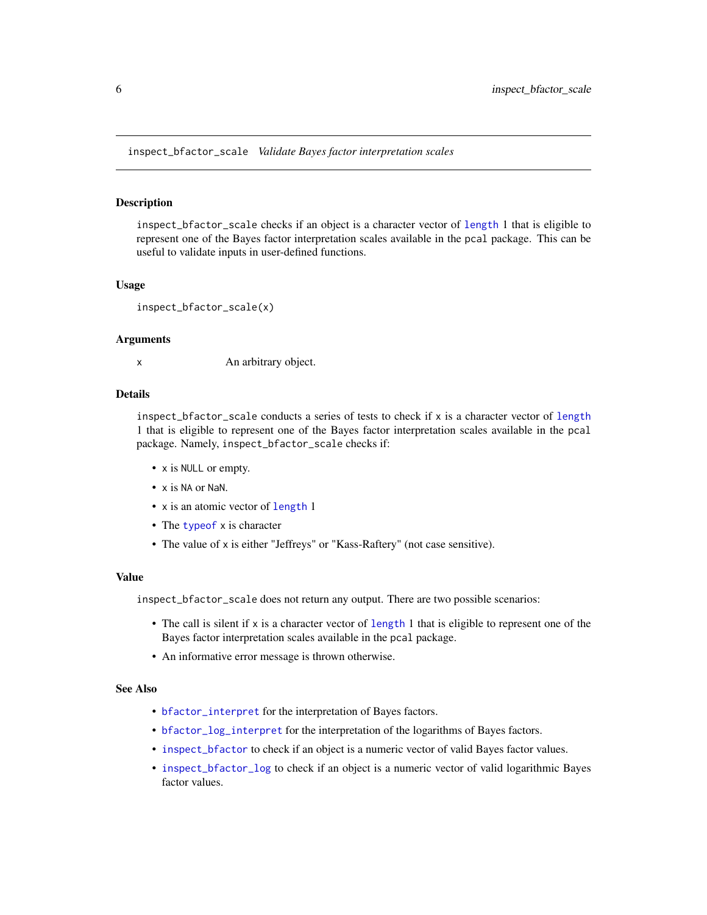inspect_bfactor_scale    *Validate Bayes factor interpretation scales*

## Description

inspect_bfactor_scale checks if an object is a character vector of length 1 that is eligible to represent one of the Bayes factor interpretation scales available in the pcal package. This can be useful to validate inputs in user-defined functions.

## Usage

```
inspect_bfactor_scale(x)
```

## Arguments

x    An arbitrary object.

## Details

inspect_bfactor_scale conducts a series of tests to check if x is a character vector of length 1 that is eligible to represent one of the Bayes factor interpretation scales available in the pcal package. Namely, inspect_bfactor_scale checks if:

- x is NULL or empty.
- x is NA or NaN.
- x is an atomic vector of length 1
- The typeof x is character
- The value of x is either "Jeffreys" or "Kass-Raftery" (not case sensitive).

## Value

inspect_bfactor_scale does not return any output. There are two possible scenarios:

- The call is silent if x is a character vector of length 1 that is eligible to represent one of the Bayes factor interpretation scales available in the pcal package.
- An informative error message is thrown otherwise.

## See Also

- bfactor_interpret for the interpretation of Bayes factors.
- bfactor_log_interpret for the interpretation of the logarithms of Bayes factors.
- inspect_bfactor to check if an object is a numeric vector of valid Bayes factor values.
- inspect_bfactor_log to check if an object is a numeric vector of valid logarithmic Bayes factor values.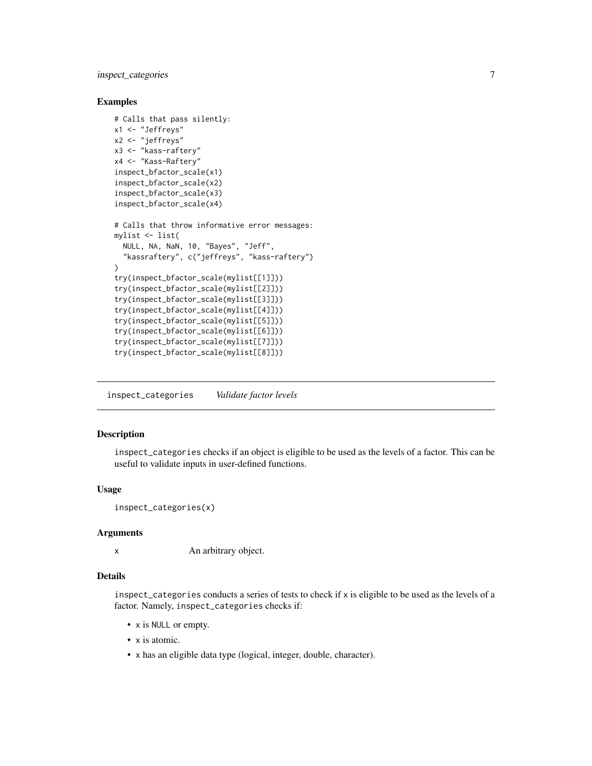### Examples

```
# Calls that pass silently:
x1 <- "Jeffreys"
x2 <- "jeffreys"
x3 <- "kass-raftery"
x4 <- "Kass-Raftery"
inspect_bfactor_scale(x1)
inspect_bfactor_scale(x2)
inspect_bfactor_scale(x3)
inspect_bfactor_scale(x4)

# Calls that throw informative error messages:
mylist <- list(
  NULL, NA, NaN, 10, "Bayes", "Jeff",
  "kassraftery", c("jeffreys", "kass-raftery")
)
try(inspect_bfactor_scale(mylist[[1]]))
try(inspect_bfactor_scale(mylist[[2]]))
try(inspect_bfactor_scale(mylist[[3]]))
try(inspect_bfactor_scale(mylist[[4]]))
try(inspect_bfactor_scale(mylist[[5]]))
try(inspect_bfactor_scale(mylist[[6]]))
try(inspect_bfactor_scale(mylist[[7]]))
try(inspect_bfactor_scale(mylist[[8]]))
```

---

## inspect_categories — *Validate factor levels*

### Description

inspect_categories checks if an object is eligible to be used as the levels of a factor. This can be useful to validate inputs in user-defined functions.

### Usage

```
inspect_categories(x)
```

### Arguments

| | |
|---|---|
| x | An arbitrary object. |

### Details

inspect_categories conducts a series of tests to check if x is eligible to be used as the levels of a factor. Namely, inspect_categories checks if:

- x is NULL or empty.
- x is atomic.
- x has an eligible data type (logical, integer, double, character).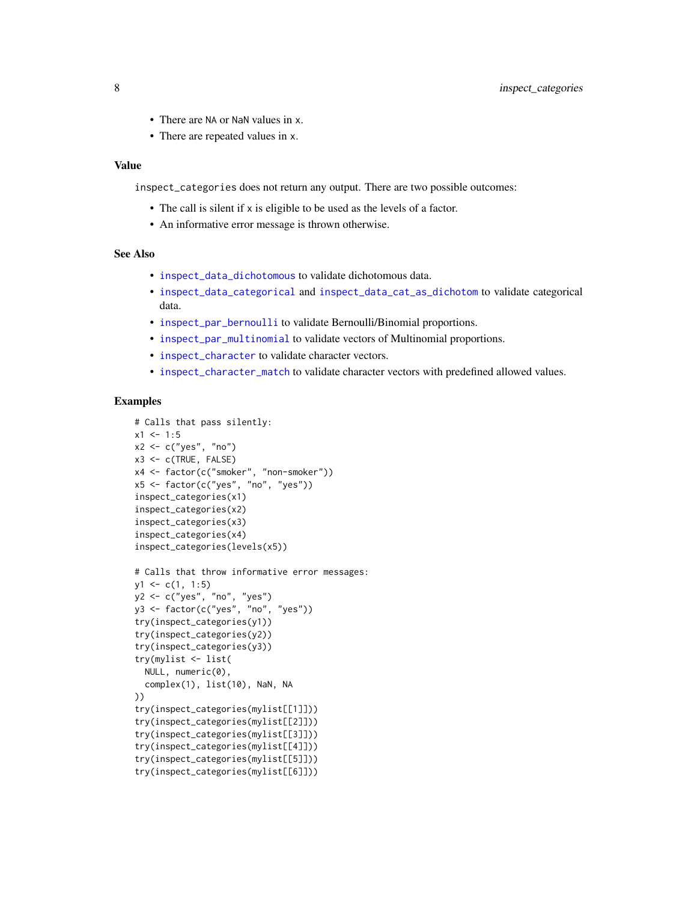- There are `NA` or `NaN` values in `x`.
- There are repeated values in `x`.

## Value

`inspect_categories` does not return any output. There are two possible outcomes:

- The call is silent if `x` is eligible to be used as the levels of a factor.
- An informative error message is thrown otherwise.

## See Also

- `inspect_data_dichotomous` to validate dichotomous data.
- `inspect_data_categorical` and `inspect_data_cat_as_dichotom` to validate categorical data.
- `inspect_par_bernoulli` to validate Bernoulli/Binomial proportions.
- `inspect_par_multinomial` to validate vectors of Multinomial proportions.
- `inspect_character` to validate character vectors.
- `inspect_character_match` to validate character vectors with predefined allowed values.

## Examples

```
# Calls that pass silently:
x1 <- 1:5
x2 <- c("yes", "no")
x3 <- c(TRUE, FALSE)
x4 <- factor(c("smoker", "non-smoker"))
x5 <- factor(c("yes", "no", "yes"))
inspect_categories(x1)
inspect_categories(x2)
inspect_categories(x3)
inspect_categories(x4)
inspect_categories(levels(x5))

# Calls that throw informative error messages:
y1 <- c(1, 1:5)
y2 <- c("yes", "no", "yes")
y3 <- factor(c("yes", "no", "yes"))
try(inspect_categories(y1))
try(inspect_categories(y2))
try(inspect_categories(y3))
try(mylist <- list(
  NULL, numeric(0),
  complex(1), list(10), NaN, NA
))
try(inspect_categories(mylist[[1]]))
try(inspect_categories(mylist[[2]]))
try(inspect_categories(mylist[[3]]))
try(inspect_categories(mylist[[4]]))
try(inspect_categories(mylist[[5]]))
try(inspect_categories(mylist[[6]]))
```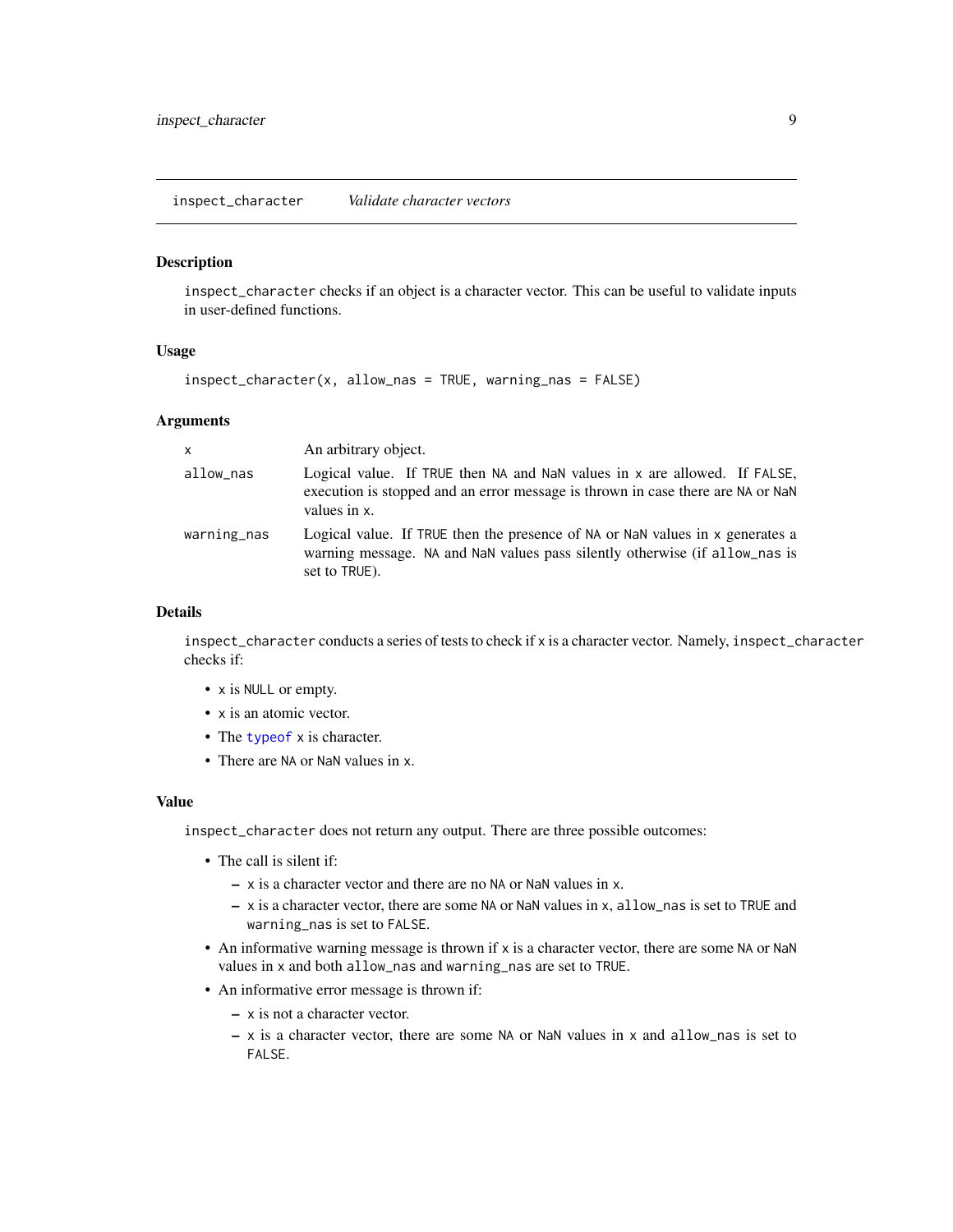## inspect_character *Validate character vectors*

### Description

`inspect_character` checks if an object is a character vector. This can be useful to validate inputs in user-defined functions.

### Usage

```
inspect_character(x, allow_nas = TRUE, warning_nas = FALSE)
```

### Arguments

| | |
|---|---|
| `x` | An arbitrary object. |
| `allow_nas` | Logical value. If `TRUE` then `NA` and `NaN` values in `x` are allowed. If `FALSE`, execution is stopped and an error message is thrown in case there are `NA` or `NaN` values in `x`. |
| `warning_nas` | Logical value. If `TRUE` then the presence of `NA` or `NaN` values in `x` generates a warning message. `NA` and `NaN` values pass silently otherwise (if `allow_nas` is set to `TRUE`). |

### Details

`inspect_character` conducts a series of tests to check if `x` is a character vector. Namely, `inspect_character` checks if:

- `x` is `NULL` or empty.
- `x` is an atomic vector.
- The `typeof` `x` is character.
- There are `NA` or `NaN` values in `x`.

### Value

`inspect_character` does not return any output. There are three possible outcomes:

- The call is silent if:
  - `x` is a character vector and there are no `NA` or `NaN` values in `x`.
  - `x` is a character vector, there are some `NA` or `NaN` values in `x`, `allow_nas` is set to `TRUE` and `warning_nas` is set to `FALSE`.
- An informative warning message is thrown if `x` is a character vector, there are some `NA` or `NaN` values in `x` and both `allow_nas` and `warning_nas` are set to `TRUE`.
- An informative error message is thrown if:
  - `x` is not a character vector.
  - `x` is a character vector, there are some `NA` or `NaN` values in `x` and `allow_nas` is set to `FALSE`.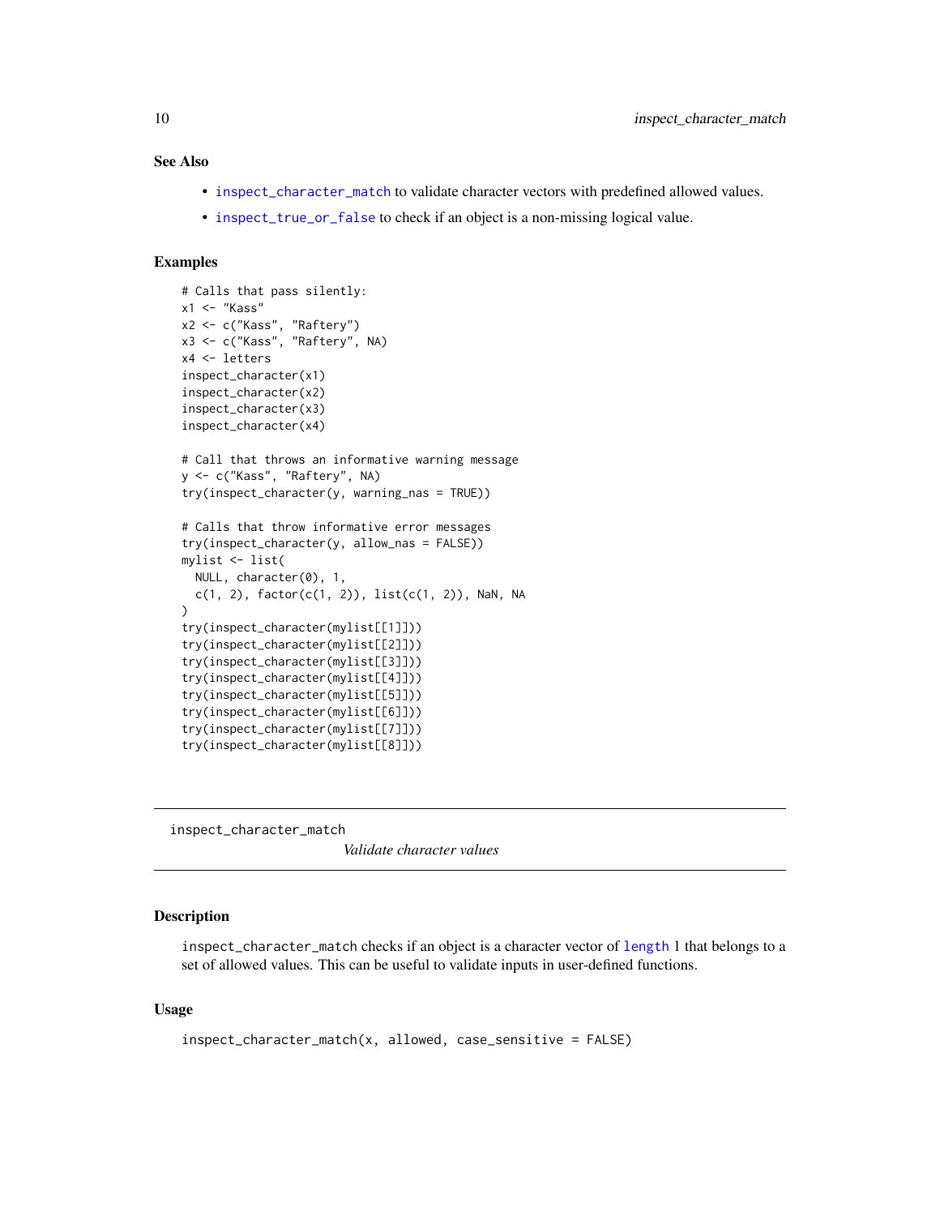## See Also

- `inspect_character_match` to validate character vectors with predefined allowed values.
- `inspect_true_or_false` to check if an object is a non-missing logical value.

## Examples

```
# Calls that pass silently:
x1 <- "Kass"
x2 <- c("Kass", "Raftery")
x3 <- c("Kass", "Raftery", NA)
x4 <- letters
inspect_character(x1)
inspect_character(x2)
inspect_character(x3)
inspect_character(x4)

# Call that throws an informative warning message
y <- c("Kass", "Raftery", NA)
try(inspect_character(y, warning_nas = TRUE))

# Calls that throw informative error messages
try(inspect_character(y, allow_nas = FALSE))
mylist <- list(
  NULL, character(0), 1,
  c(1, 2), factor(c(1, 2)), list(c(1, 2)), NaN, NA
)
try(inspect_character(mylist[[1]]))
try(inspect_character(mylist[[2]]))
try(inspect_character(mylist[[3]]))
try(inspect_character(mylist[[4]]))
try(inspect_character(mylist[[5]]))
try(inspect_character(mylist[[6]]))
try(inspect_character(mylist[[7]]))
try(inspect_character(mylist[[8]]))
```

---

# inspect_character_match

*Validate character values*

## Description

`inspect_character_match` checks if an object is a character vector of `length` 1 that belongs to a set of allowed values. This can be useful to validate inputs in user-defined functions.

## Usage

```
inspect_character_match(x, allowed, case_sensitive = FALSE)
```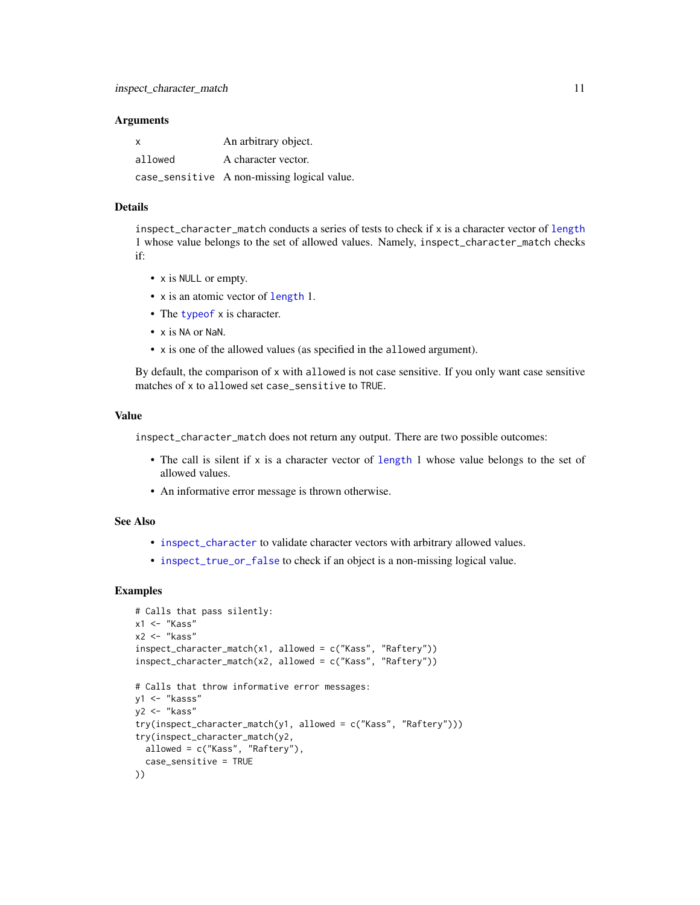### Arguments

| | |
|---|---|
| x | An arbitrary object. |
| allowed | A character vector. |
| case_sensitive | A non-missing logical value. |

### Details

inspect_character_match conducts a series of tests to check if x is a character vector of length 1 whose value belongs to the set of allowed values. Namely, inspect_character_match checks if:

- x is NULL or empty.
- x is an atomic vector of length 1.
- The typeof x is character.
- x is NA or NaN.
- x is one of the allowed values (as specified in the allowed argument).

By default, the comparison of x with allowed is not case sensitive. If you only want case sensitive matches of x to allowed set case_sensitive to TRUE.

### Value

inspect_character_match does not return any output. There are two possible outcomes:

- The call is silent if x is a character vector of length 1 whose value belongs to the set of allowed values.
- An informative error message is thrown otherwise.

### See Also

- inspect_character to validate character vectors with arbitrary allowed values.
- inspect_true_or_false to check if an object is a non-missing logical value.

### Examples

```
# Calls that pass silently:
x1 <- "Kass"
x2 <- "kass"
inspect_character_match(x1, allowed = c("Kass", "Raftery"))
inspect_character_match(x2, allowed = c("Kass", "Raftery"))

# Calls that throw informative error messages:
y1 <- "kasss"
y2 <- "kass"
try(inspect_character_match(y1, allowed = c("Kass", "Raftery")))
try(inspect_character_match(y2,
  allowed = c("Kass", "Raftery"),
  case_sensitive = TRUE
))
```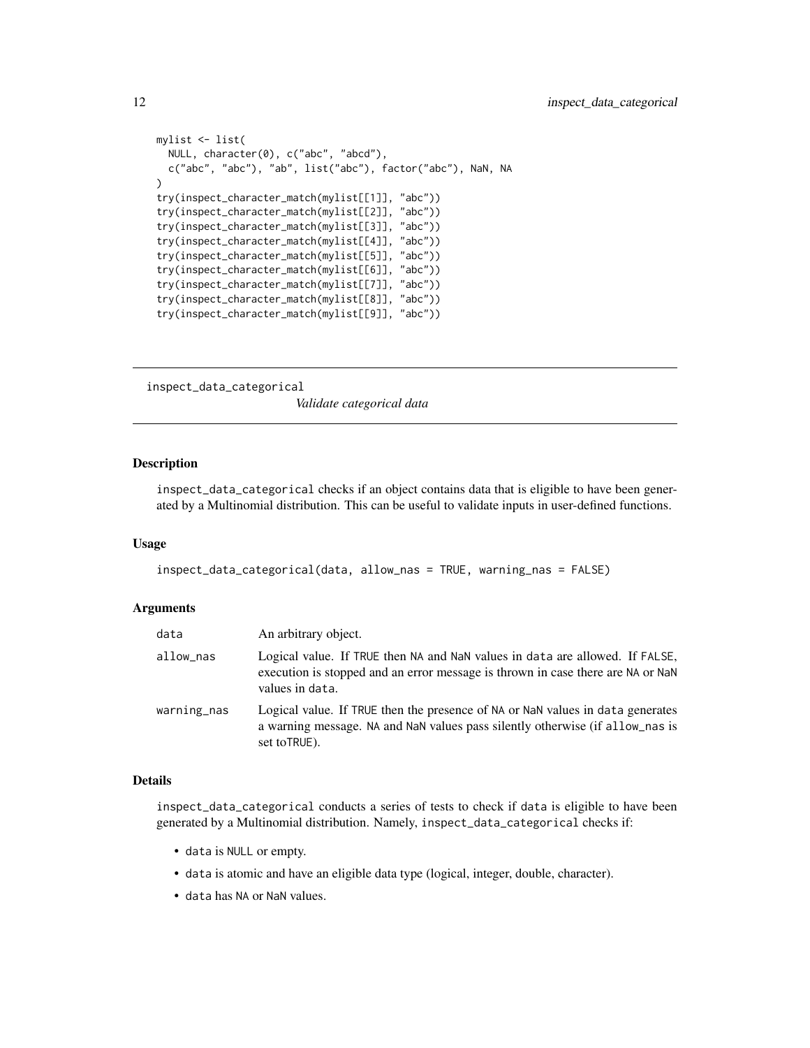```
mylist <- list(
  NULL, character(0), c("abc", "abcd"),
  c("abc", "abc"), "ab", list("abc"), factor("abc"), NaN, NA
)
try(inspect_character_match(mylist[[1]], "abc"))
try(inspect_character_match(mylist[[2]], "abc"))
try(inspect_character_match(mylist[[3]], "abc"))
try(inspect_character_match(mylist[[4]], "abc"))
try(inspect_character_match(mylist[[5]], "abc"))
try(inspect_character_match(mylist[[6]], "abc"))
try(inspect_character_match(mylist[[7]], "abc"))
try(inspect_character_match(mylist[[8]], "abc"))
try(inspect_character_match(mylist[[9]], "abc"))
```

---

## inspect_data_categorical — *Validate categorical data*

---

### Description

inspect_data_categorical checks if an object contains data that is eligible to have been generated by a Multinomial distribution. This can be useful to validate inputs in user-defined functions.

### Usage

```
inspect_data_categorical(data, allow_nas = TRUE, warning_nas = FALSE)
```

### Arguments

| | |
|---|---|
| data | An arbitrary object. |
| allow_nas | Logical value. If TRUE then NA and NaN values in data are allowed. If FALSE, execution is stopped and an error message is thrown in case there are NA or NaN values in data. |
| warning_nas | Logical value. If TRUE then the presence of NA or NaN values in data generates a warning message. NA and NaN values pass silently otherwise (if allow_nas is set toTRUE). |

### Details

inspect_data_categorical conducts a series of tests to check if data is eligible to have been generated by a Multinomial distribution. Namely, inspect_data_categorical checks if:

- data is NULL or empty.
- data is atomic and have an eligible data type (logical, integer, double, character).
- data has NA or NaN values.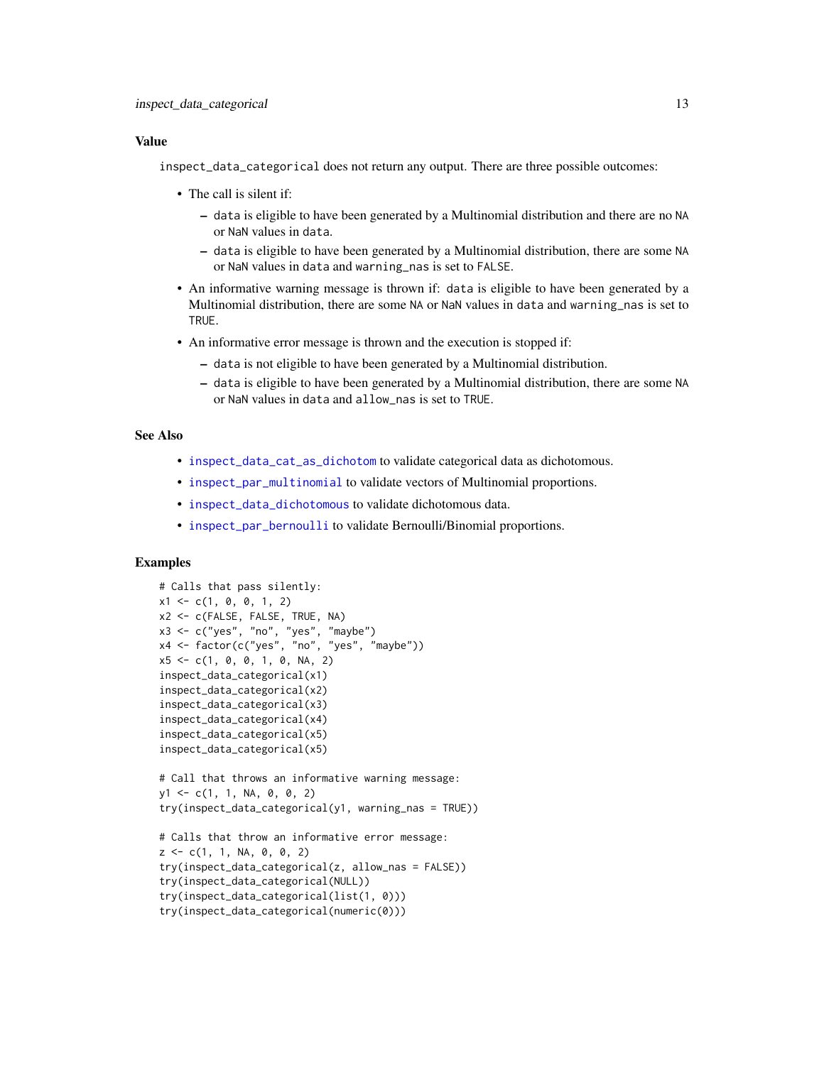## Value

`inspect_data_categorical` does not return any output. There are three possible outcomes:

- The call is silent if:
  - `data` is eligible to have been generated by a Multinomial distribution and there are no `NA` or `NaN` values in `data`.
  - `data` is eligible to have been generated by a Multinomial distribution, there are some `NA` or `NaN` values in `data` and `warning_nas` is set to `FALSE`.
- An informative warning message is thrown if: `data` is eligible to have been generated by a Multinomial distribution, there are some `NA` or `NaN` values in `data` and `warning_nas` is set to `TRUE`.
- An informative error message is thrown and the execution is stopped if:
  - `data` is not eligible to have been generated by a Multinomial distribution.
  - `data` is eligible to have been generated by a Multinomial distribution, there are some `NA` or `NaN` values in `data` and `allow_nas` is set to `TRUE`.

## See Also

- `inspect_data_cat_as_dichotom` to validate categorical data as dichotomous.
- `inspect_par_multinomial` to validate vectors of Multinomial proportions.
- `inspect_data_dichotomous` to validate dichotomous data.
- `inspect_par_bernoulli` to validate Bernoulli/Binomial proportions.

## Examples

```
# Calls that pass silently:
x1 <- c(1, 0, 0, 1, 2)
x2 <- c(FALSE, FALSE, TRUE, NA)
x3 <- c("yes", "no", "yes", "maybe")
x4 <- factor(c("yes", "no", "yes", "maybe"))
x5 <- c(1, 0, 0, 1, 0, NA, 2)
inspect_data_categorical(x1)
inspect_data_categorical(x2)
inspect_data_categorical(x3)
inspect_data_categorical(x4)
inspect_data_categorical(x5)
inspect_data_categorical(x5)

# Call that throws an informative warning message:
y1 <- c(1, 1, NA, 0, 0, 2)
try(inspect_data_categorical(y1, warning_nas = TRUE))

# Calls that throw an informative error message:
z <- c(1, 1, NA, 0, 0, 2)
try(inspect_data_categorical(z, allow_nas = FALSE))
try(inspect_data_categorical(NULL))
try(inspect_data_categorical(list(1, 0)))
try(inspect_data_categorical(numeric(0)))
```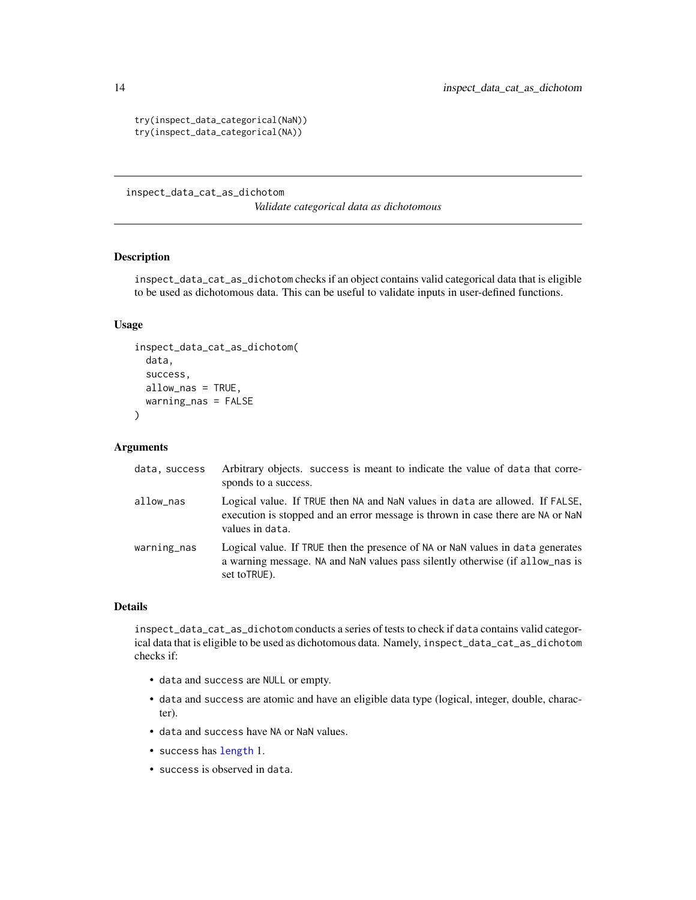```
try(inspect_data_categorical(NaN))
try(inspect_data_categorical(NA))
```

## inspect_data_cat_as_dichotom

*Validate categorical data as dichotomous*

### Description

inspect_data_cat_as_dichotom checks if an object contains valid categorical data that is eligible to be used as dichotomous data. This can be useful to validate inputs in user-defined functions.

### Usage

```
inspect_data_cat_as_dichotom(
  data,
  success,
  allow_nas = TRUE,
  warning_nas = FALSE
)
```

### Arguments

| | |
|---|---|
| data, success | Arbitrary objects. success is meant to indicate the value of data that corresponds to a success. |
| allow_nas | Logical value. If TRUE then NA and NaN values in data are allowed. If FALSE, execution is stopped and an error message is thrown in case there are NA or NaN values in data. |
| warning_nas | Logical value. If TRUE then the presence of NA or NaN values in data generates a warning message. NA and NaN values pass silently otherwise (if allow_nas is set toTRUE). |

### Details

inspect_data_cat_as_dichotom conducts a series of tests to check if data contains valid categorical data that is eligible to be used as dichotomous data. Namely, inspect_data_cat_as_dichotom checks if:

- data and success are NULL or empty.
- data and success are atomic and have an eligible data type (logical, integer, double, character).
- data and success have NA or NaN values.
- success has length 1.
- success is observed in data.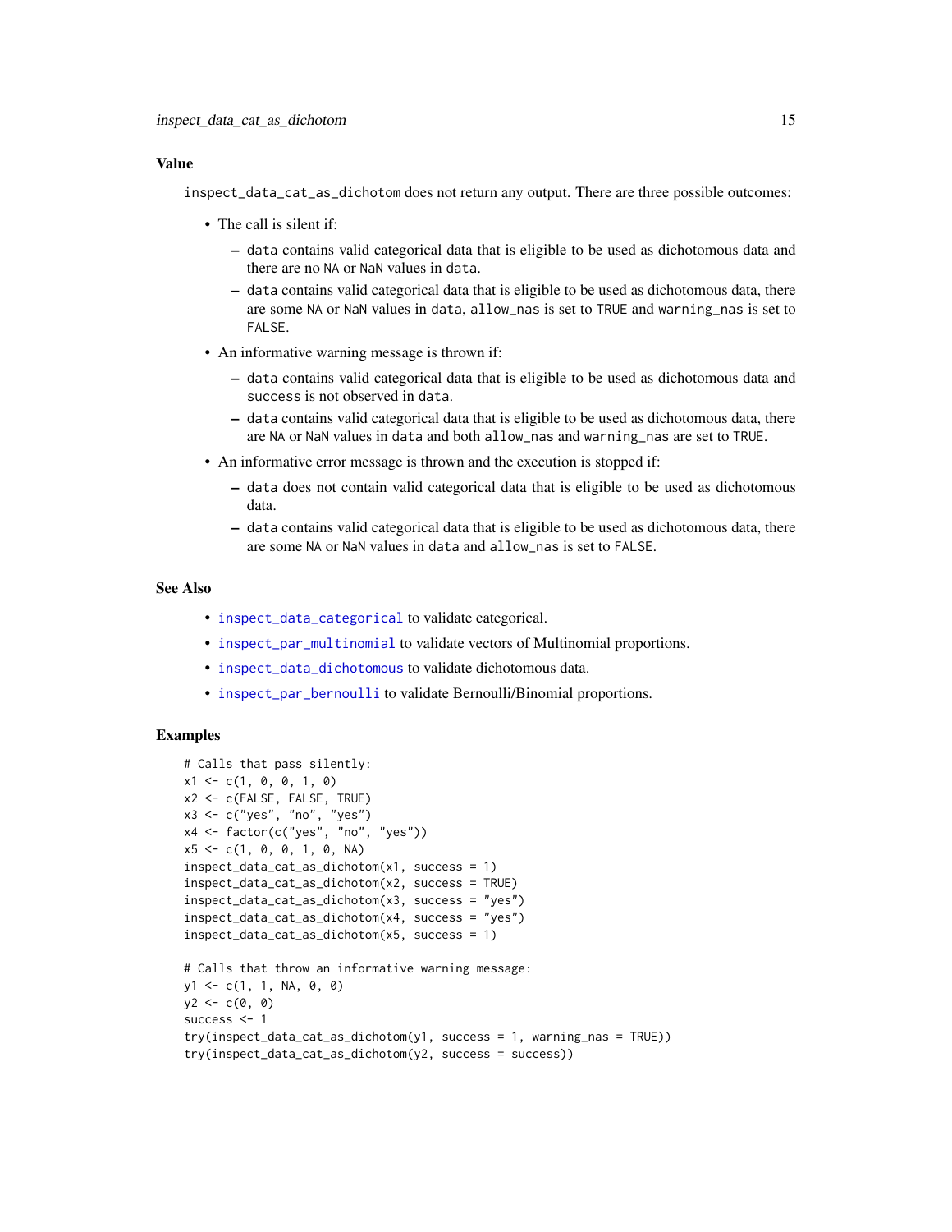### Value

`inspect_data_cat_as_dichotom` does not return any output. There are three possible outcomes:

- The call is silent if:
  - `data` contains valid categorical data that is eligible to be used as dichotomous data and there are no `NA` or `NaN` values in `data`.
  - `data` contains valid categorical data that is eligible to be used as dichotomous data, there are some `NA` or `NaN` values in `data`, `allow_nas` is set to `TRUE` and `warning_nas` is set to `FALSE`.
- An informative warning message is thrown if:
  - `data` contains valid categorical data that is eligible to be used as dichotomous data and `success` is not observed in `data`.
  - `data` contains valid categorical data that is eligible to be used as dichotomous data, there are `NA` or `NaN` values in `data` and both `allow_nas` and `warning_nas` are set to `TRUE`.
- An informative error message is thrown and the execution is stopped if:
  - `data` does not contain valid categorical data that is eligible to be used as dichotomous data.
  - `data` contains valid categorical data that is eligible to be used as dichotomous data, there are some `NA` or `NaN` values in `data` and `allow_nas` is set to `FALSE`.

### See Also

- `inspect_data_categorical` to validate categorical.
- `inspect_par_multinomial` to validate vectors of Multinomial proportions.
- `inspect_data_dichotomous` to validate dichotomous data.
- `inspect_par_bernoulli` to validate Bernoulli/Binomial proportions.

### Examples

```
# Calls that pass silently:
x1 <- c(1, 0, 0, 1, 0)
x2 <- c(FALSE, FALSE, TRUE)
x3 <- c("yes", "no", "yes")
x4 <- factor(c("yes", "no", "yes"))
x5 <- c(1, 0, 0, 1, 0, NA)
inspect_data_cat_as_dichotom(x1, success = 1)
inspect_data_cat_as_dichotom(x2, success = TRUE)
inspect_data_cat_as_dichotom(x3, success = "yes")
inspect_data_cat_as_dichotom(x4, success = "yes")
inspect_data_cat_as_dichotom(x5, success = 1)

# Calls that throw an informative warning message:
y1 <- c(1, 1, NA, 0, 0)
y2 <- c(0, 0)
success <- 1
try(inspect_data_cat_as_dichotom(y1, success = 1, warning_nas = TRUE))
try(inspect_data_cat_as_dichotom(y2, success = success))
```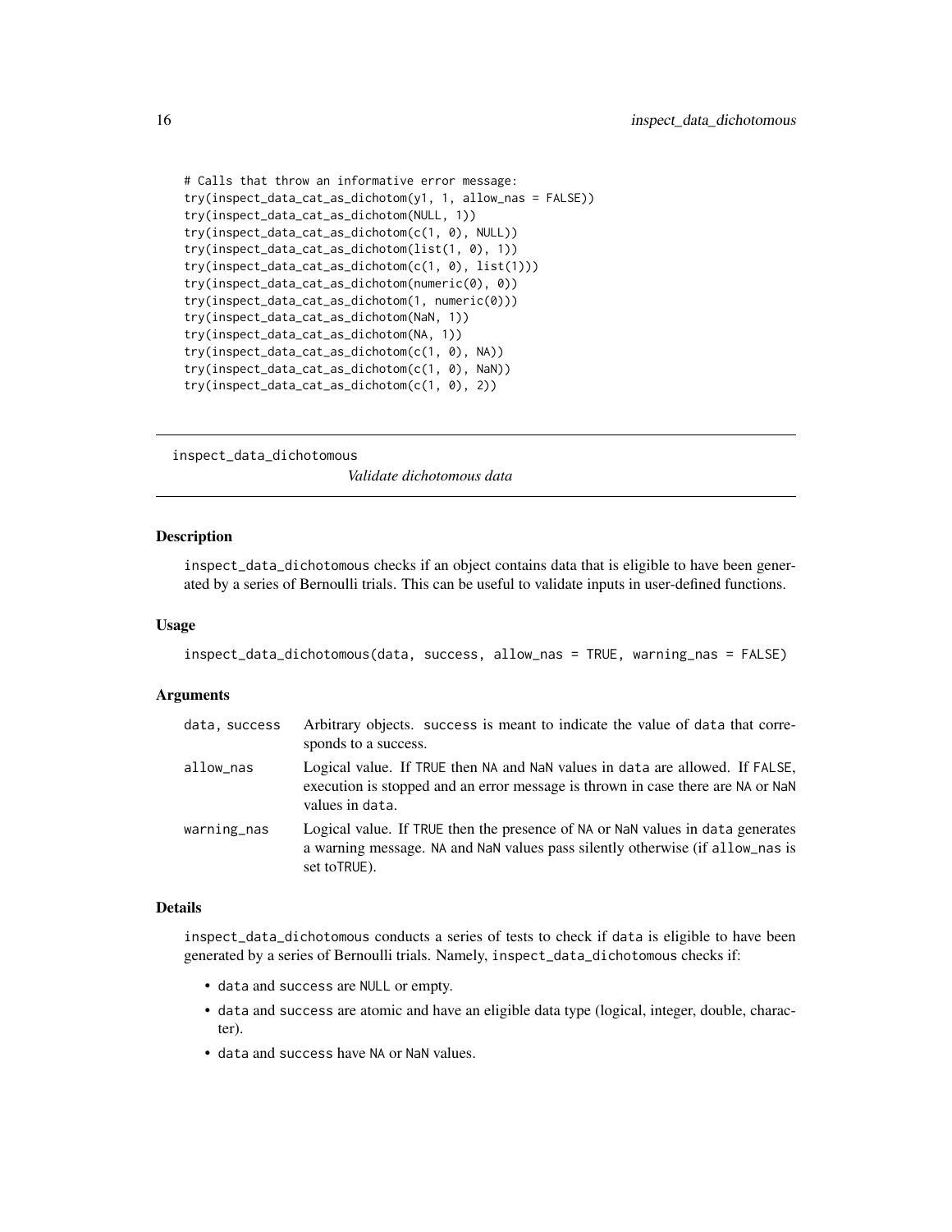```
# Calls that throw an informative error message:
try(inspect_data_cat_as_dichotom(y1, 1, allow_nas = FALSE))
try(inspect_data_cat_as_dichotom(NULL, 1))
try(inspect_data_cat_as_dichotom(c(1, 0), NULL))
try(inspect_data_cat_as_dichotom(list(1, 0), 1))
try(inspect_data_cat_as_dichotom(c(1, 0), list(1)))
try(inspect_data_cat_as_dichotom(numeric(0), 0))
try(inspect_data_cat_as_dichotom(1, numeric(0)))
try(inspect_data_cat_as_dichotom(NaN, 1))
try(inspect_data_cat_as_dichotom(NA, 1))
try(inspect_data_cat_as_dichotom(c(1, 0), NA))
try(inspect_data_cat_as_dichotom(c(1, 0), NaN))
try(inspect_data_cat_as_dichotom(c(1, 0), 2))
```

---

## inspect_data_dichotomous — *Validate dichotomous data*

### Description

inspect_data_dichotomous checks if an object contains data that is eligible to have been generated by a series of Bernoulli trials. This can be useful to validate inputs in user-defined functions.

### Usage

```
inspect_data_dichotomous(data, success, allow_nas = TRUE, warning_nas = FALSE)
```

### Arguments

| | |
|---|---|
| data, success | Arbitrary objects. success is meant to indicate the value of data that corresponds to a success. |
| allow_nas | Logical value. If TRUE then NA and NaN values in data are allowed. If FALSE, execution is stopped and an error message is thrown in case there are NA or NaN values in data. |
| warning_nas | Logical value. If TRUE then the presence of NA or NaN values in data generates a warning message. NA and NaN values pass silently otherwise (if allow_nas is set toTRUE). |

### Details

inspect_data_dichotomous conducts a series of tests to check if data is eligible to have been generated by a series of Bernoulli trials. Namely, inspect_data_dichotomous checks if:

- data and success are NULL or empty.
- data and success are atomic and have an eligible data type (logical, integer, double, character).
- data and success have NA or NaN values.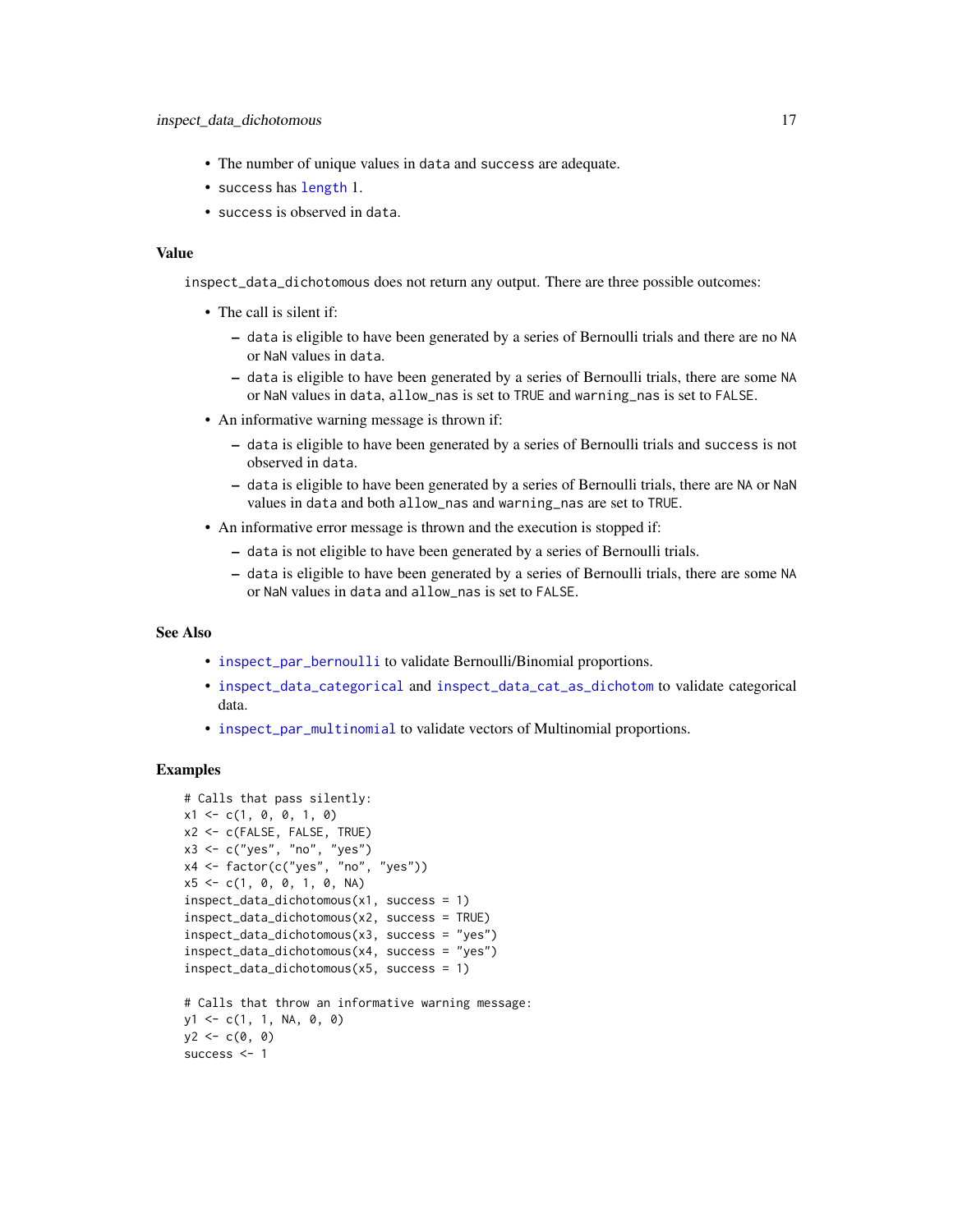- The number of unique values in `data` and `success` are adequate.
- `success` has length 1.
- `success` is observed in `data`.

### Value

`inspect_data_dichotomous` does not return any output. There are three possible outcomes:

- The call is silent if:
  - `data` is eligible to have been generated by a series of Bernoulli trials and there are no `NA` or `NaN` values in `data`.
  - `data` is eligible to have been generated by a series of Bernoulli trials, there are some `NA` or `NaN` values in `data`, `allow_nas` is set to `TRUE` and `warning_nas` is set to `FALSE`.
- An informative warning message is thrown if:
  - `data` is eligible to have been generated by a series of Bernoulli trials and `success` is not observed in `data`.
  - `data` is eligible to have been generated by a series of Bernoulli trials, there are `NA` or `NaN` values in `data` and both `allow_nas` and `warning_nas` are set to `TRUE`.
- An informative error message is thrown and the execution is stopped if:
  - `data` is not eligible to have been generated by a series of Bernoulli trials.
  - `data` is eligible to have been generated by a series of Bernoulli trials, there are some `NA` or `NaN` values in `data` and `allow_nas` is set to `FALSE`.

### See Also

- `inspect_par_bernoulli` to validate Bernoulli/Binomial proportions.
- `inspect_data_categorical` and `inspect_data_cat_as_dichotom` to validate categorical data.
- `inspect_par_multinomial` to validate vectors of Multinomial proportions.

### Examples

```
# Calls that pass silently:
x1 <- c(1, 0, 0, 1, 0)
x2 <- c(FALSE, FALSE, TRUE)
x3 <- c("yes", "no", "yes")
x4 <- factor(c("yes", "no", "yes"))
x5 <- c(1, 0, 0, 1, 0, NA)
inspect_data_dichotomous(x1, success = 1)
inspect_data_dichotomous(x2, success = TRUE)
inspect_data_dichotomous(x3, success = "yes")
inspect_data_dichotomous(x4, success = "yes")
inspect_data_dichotomous(x5, success = 1)

# Calls that throw an informative warning message:
y1 <- c(1, 1, NA, 0, 0)
y2 <- c(0, 0)
success <- 1
```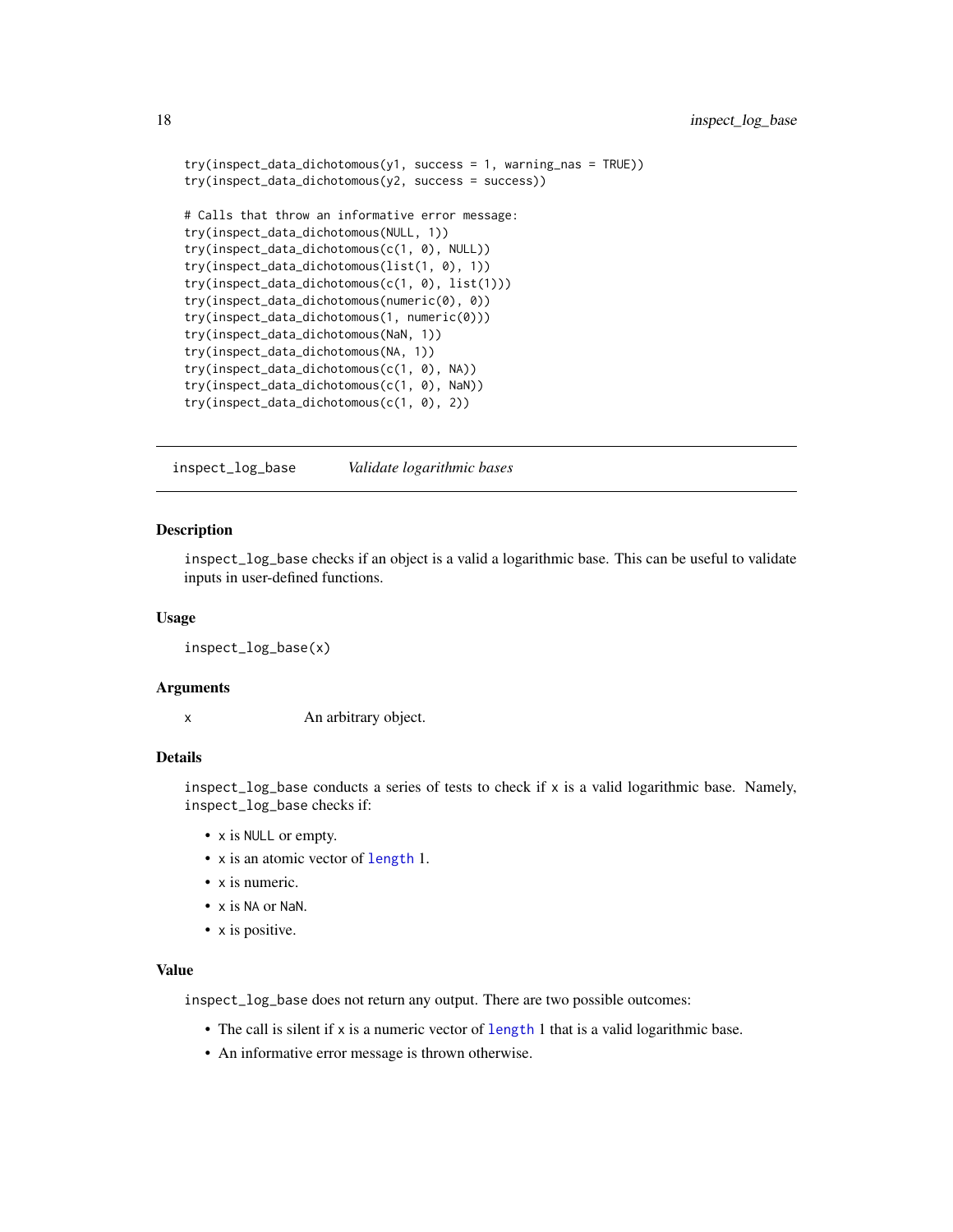```
try(inspect_data_dichotomous(y1, success = 1, warning_nas = TRUE))
try(inspect_data_dichotomous(y2, success = success))

# Calls that throw an informative error message:
try(inspect_data_dichotomous(NULL, 1))
try(inspect_data_dichotomous(c(1, 0), NULL))
try(inspect_data_dichotomous(list(1, 0), 1))
try(inspect_data_dichotomous(c(1, 0), list(1)))
try(inspect_data_dichotomous(numeric(0), 0))
try(inspect_data_dichotomous(1, numeric(0)))
try(inspect_data_dichotomous(NaN, 1))
try(inspect_data_dichotomous(NA, 1))
try(inspect_data_dichotomous(c(1, 0), NA))
try(inspect_data_dichotomous(c(1, 0), NaN))
try(inspect_data_dichotomous(c(1, 0), 2))
```

## inspect_log_base — *Validate logarithmic bases*

### Description

inspect_log_base checks if an object is a valid a logarithmic base. This can be useful to validate inputs in user-defined functions.

### Usage

```
inspect_log_base(x)
```

### Arguments

x — An arbitrary object.

### Details

inspect_log_base conducts a series of tests to check if x is a valid logarithmic base. Namely, inspect_log_base checks if:

- x is NULL or empty.
- x is an atomic vector of length 1.
- x is numeric.
- x is NA or NaN.
- x is positive.

### Value

inspect_log_base does not return any output. There are two possible outcomes:

- The call is silent if x is a numeric vector of length 1 that is a valid logarithmic base.
- An informative error message is thrown otherwise.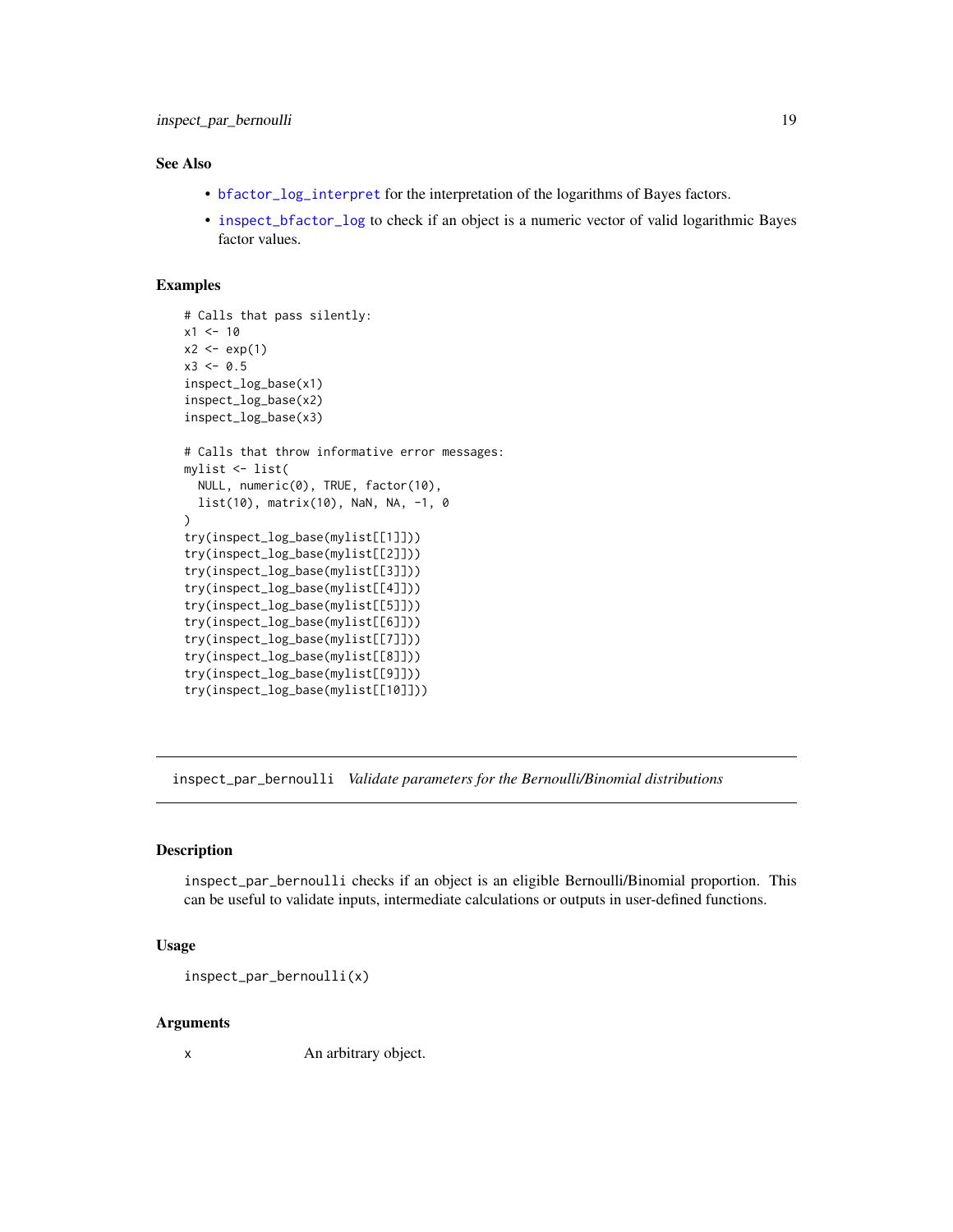### See Also

- `bfactor_log_interpret` for the interpretation of the logarithms of Bayes factors.
- `inspect_bfactor_log` to check if an object is a numeric vector of valid logarithmic Bayes factor values.

### Examples

```
# Calls that pass silently:
x1 <- 10
x2 <- exp(1)
x3 <- 0.5
inspect_log_base(x1)
inspect_log_base(x2)
inspect_log_base(x3)

# Calls that throw informative error messages:
mylist <- list(
  NULL, numeric(0), TRUE, factor(10),
  list(10), matrix(10), NaN, NA, -1, 0
)
try(inspect_log_base(mylist[[1]]))
try(inspect_log_base(mylist[[2]]))
try(inspect_log_base(mylist[[3]]))
try(inspect_log_base(mylist[[4]]))
try(inspect_log_base(mylist[[5]]))
try(inspect_log_base(mylist[[6]]))
try(inspect_log_base(mylist[[7]]))
try(inspect_log_base(mylist[[8]]))
try(inspect_log_base(mylist[[9]]))
try(inspect_log_base(mylist[[10]]))
```

## inspect_par_bernoulli *Validate parameters for the Bernoulli/Binomial distributions*

### Description

`inspect_par_bernoulli` checks if an object is an eligible Bernoulli/Binomial proportion. This can be useful to validate inputs, intermediate calculations or outputs in user-defined functions.

### Usage

```
inspect_par_bernoulli(x)
```

### Arguments

| | |
|---|---|
| x | An arbitrary object. |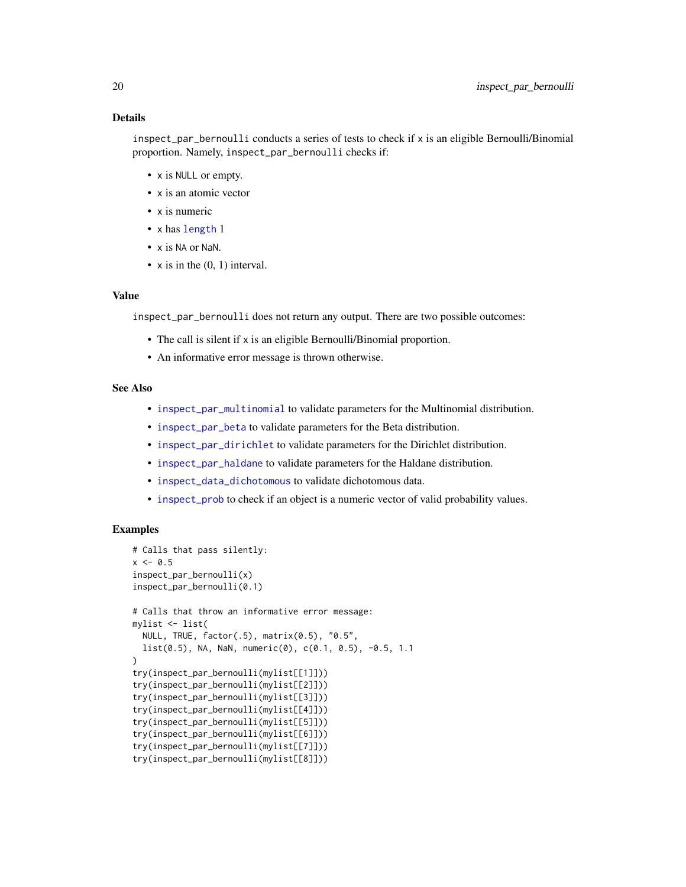## Details

`inspect_par_bernoulli` conducts a series of tests to check if `x` is an eligible Bernoulli/Binomial proportion. Namely, `inspect_par_bernoulli` checks if:

- `x` is `NULL` or empty.
- `x` is an atomic vector
- `x` is numeric
- `x` has `length` 1
- `x` is `NA` or `NaN`.
- `x` is in the (0, 1) interval.

## Value

`inspect_par_bernoulli` does not return any output. There are two possible outcomes:

- The call is silent if `x` is an eligible Bernoulli/Binomial proportion.
- An informative error message is thrown otherwise.

## See Also

- `inspect_par_multinomial` to validate parameters for the Multinomial distribution.
- `inspect_par_beta` to validate parameters for the Beta distribution.
- `inspect_par_dirichlet` to validate parameters for the Dirichlet distribution.
- `inspect_par_haldane` to validate parameters for the Haldane distribution.
- `inspect_data_dichotomous` to validate dichotomous data.
- `inspect_prob` to check if an object is a numeric vector of valid probability values.

## Examples

```
# Calls that pass silently:
x <- 0.5
inspect_par_bernoulli(x)
inspect_par_bernoulli(0.1)

# Calls that throw an informative error message:
mylist <- list(
  NULL, TRUE, factor(.5), matrix(0.5), "0.5",
  list(0.5), NA, NaN, numeric(0), c(0.1, 0.5), -0.5, 1.1
)
try(inspect_par_bernoulli(mylist[[1]]))
try(inspect_par_bernoulli(mylist[[2]]))
try(inspect_par_bernoulli(mylist[[3]]))
try(inspect_par_bernoulli(mylist[[4]]))
try(inspect_par_bernoulli(mylist[[5]]))
try(inspect_par_bernoulli(mylist[[6]]))
try(inspect_par_bernoulli(mylist[[7]]))
try(inspect_par_bernoulli(mylist[[8]]))
```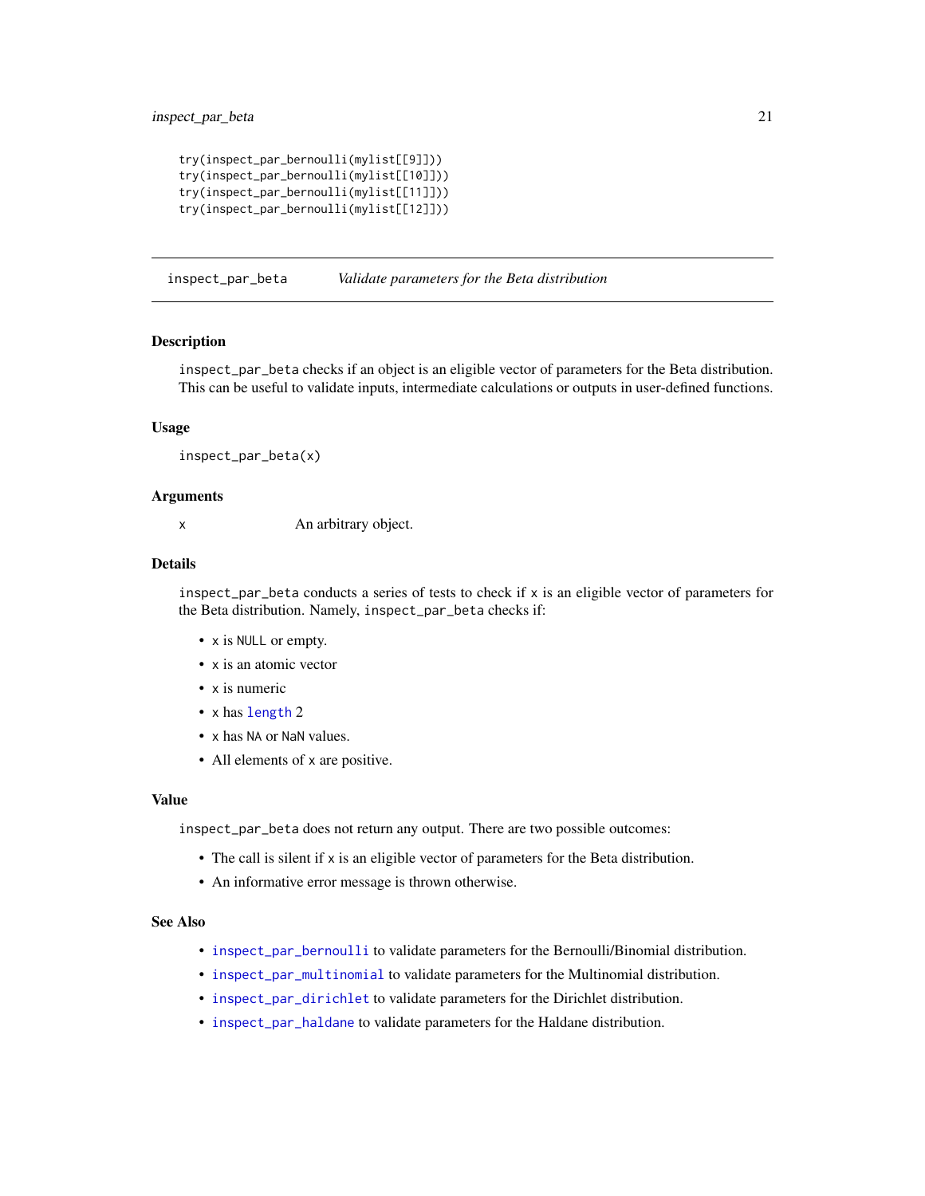```
try(inspect_par_bernoulli(mylist[[9]]))
try(inspect_par_bernoulli(mylist[[10]]))
try(inspect_par_bernoulli(mylist[[11]]))
try(inspect_par_bernoulli(mylist[[12]]))
```

## inspect_par_beta *Validate parameters for the Beta distribution*

### Description

inspect_par_beta checks if an object is an eligible vector of parameters for the Beta distribution. This can be useful to validate inputs, intermediate calculations or outputs in user-defined functions.

### Usage

```
inspect_par_beta(x)
```

### Arguments

x An arbitrary object.

### Details

inspect_par_beta conducts a series of tests to check if x is an eligible vector of parameters for the Beta distribution. Namely, inspect_par_beta checks if:

- x is NULL or empty.
- x is an atomic vector
- x is numeric
- x has length 2
- x has NA or NaN values.
- All elements of x are positive.

### Value

inspect_par_beta does not return any output. There are two possible outcomes:

- The call is silent if x is an eligible vector of parameters for the Beta distribution.
- An informative error message is thrown otherwise.

### See Also

- inspect_par_bernoulli to validate parameters for the Bernoulli/Binomial distribution.
- inspect_par_multinomial to validate parameters for the Multinomial distribution.
- inspect_par_dirichlet to validate parameters for the Dirichlet distribution.
- inspect_par_haldane to validate parameters for the Haldane distribution.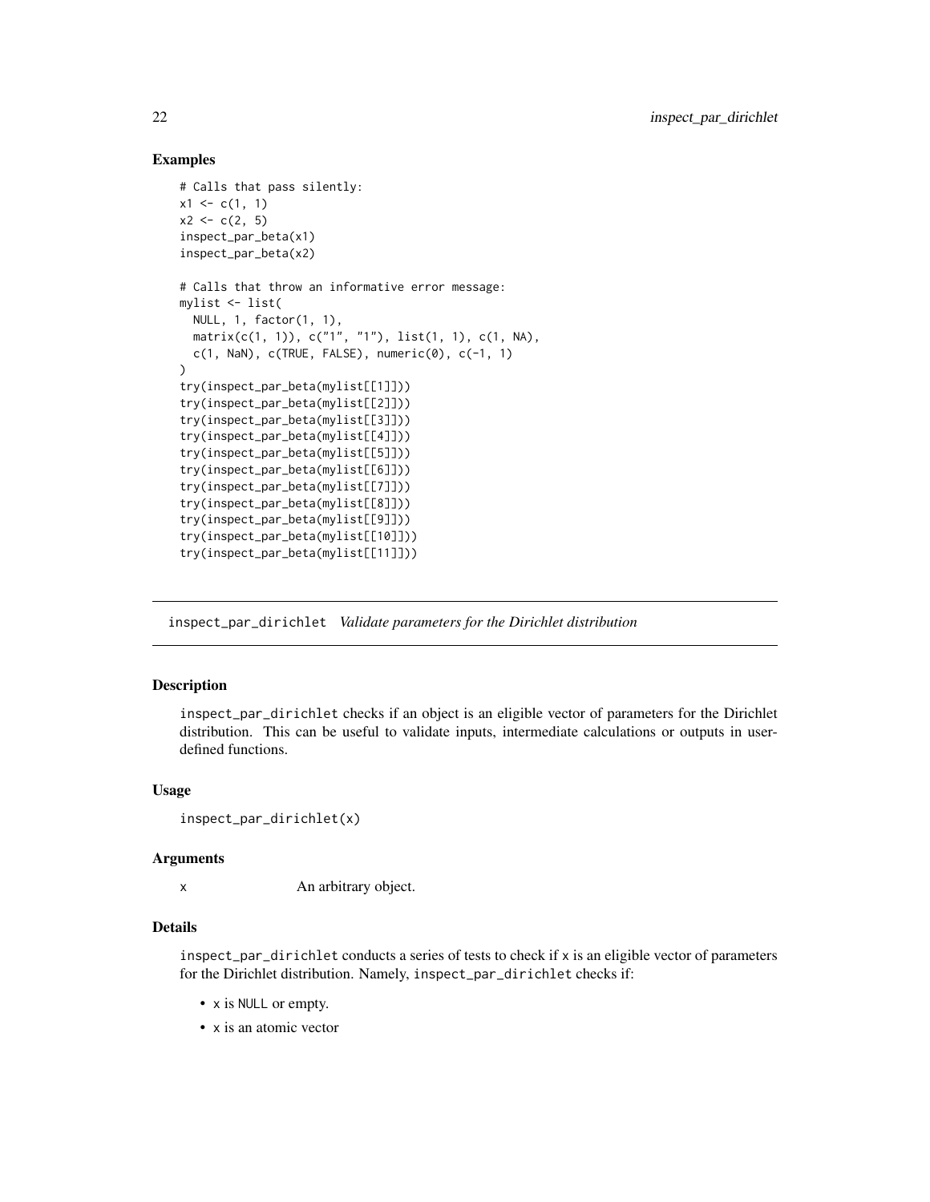### Examples

```
# Calls that pass silently:
x1 <- c(1, 1)
x2 <- c(2, 5)
inspect_par_beta(x1)
inspect_par_beta(x2)

# Calls that throw an informative error message:
mylist <- list(
  NULL, 1, factor(1, 1),
  matrix(c(1, 1)), c("1", "1"), list(1, 1), c(1, NA),
  c(1, NaN), c(TRUE, FALSE), numeric(0), c(-1, 1)
)
try(inspect_par_beta(mylist[[1]]))
try(inspect_par_beta(mylist[[2]]))
try(inspect_par_beta(mylist[[3]]))
try(inspect_par_beta(mylist[[4]]))
try(inspect_par_beta(mylist[[5]]))
try(inspect_par_beta(mylist[[6]]))
try(inspect_par_beta(mylist[[7]]))
try(inspect_par_beta(mylist[[8]]))
try(inspect_par_beta(mylist[[9]]))
try(inspect_par_beta(mylist[[10]]))
try(inspect_par_beta(mylist[[11]]))
```

---

## inspect_par_dirichlet *Validate parameters for the Dirichlet distribution*

---

### Description

inspect_par_dirichlet checks if an object is an eligible vector of parameters for the Dirichlet distribution. This can be useful to validate inputs, intermediate calculations or outputs in user-defined functions.

### Usage

```
inspect_par_dirichlet(x)
```

### Arguments

x An arbitrary object.

### Details

inspect_par_dirichlet conducts a series of tests to check if x is an eligible vector of parameters for the Dirichlet distribution. Namely, inspect_par_dirichlet checks if:

- x is NULL or empty.
- x is an atomic vector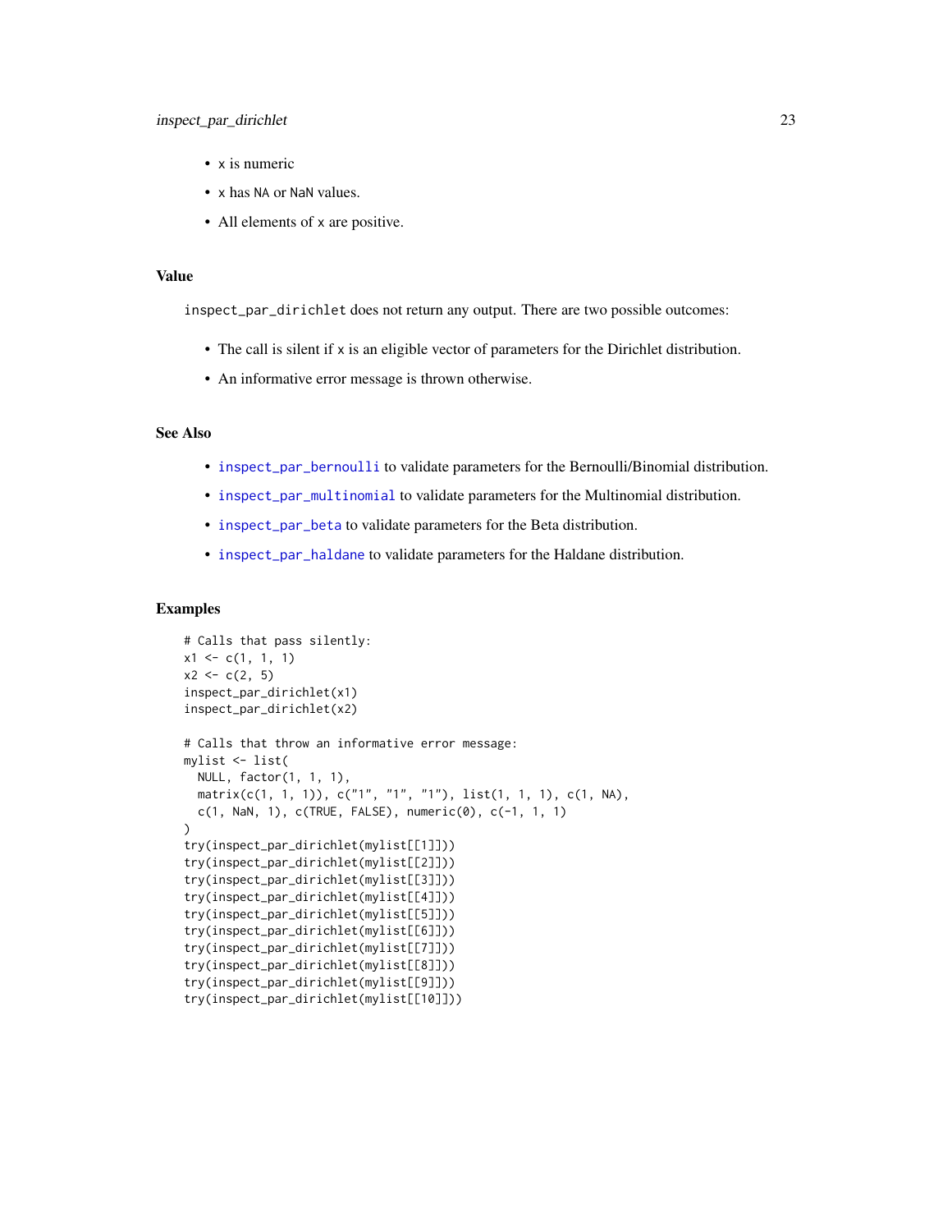- x is numeric
- x has NA or NaN values.
- All elements of x are positive.

## Value

inspect_par_dirichlet does not return any output. There are two possible outcomes:

- The call is silent if x is an eligible vector of parameters for the Dirichlet distribution.
- An informative error message is thrown otherwise.

## See Also

- inspect_par_bernoulli to validate parameters for the Bernoulli/Binomial distribution.
- inspect_par_multinomial to validate parameters for the Multinomial distribution.
- inspect_par_beta to validate parameters for the Beta distribution.
- inspect_par_haldane to validate parameters for the Haldane distribution.

## Examples

```
# Calls that pass silently:
x1 <- c(1, 1, 1)
x2 <- c(2, 5)
inspect_par_dirichlet(x1)
inspect_par_dirichlet(x2)

# Calls that throw an informative error message:
mylist <- list(
  NULL, factor(1, 1, 1),
  matrix(c(1, 1, 1)), c("1", "1", "1"), list(1, 1, 1), c(1, NA),
  c(1, NaN, 1), c(TRUE, FALSE), numeric(0), c(-1, 1, 1)
)
try(inspect_par_dirichlet(mylist[[1]]))
try(inspect_par_dirichlet(mylist[[2]]))
try(inspect_par_dirichlet(mylist[[3]]))
try(inspect_par_dirichlet(mylist[[4]]))
try(inspect_par_dirichlet(mylist[[5]]))
try(inspect_par_dirichlet(mylist[[6]]))
try(inspect_par_dirichlet(mylist[[7]]))
try(inspect_par_dirichlet(mylist[[8]]))
try(inspect_par_dirichlet(mylist[[9]]))
try(inspect_par_dirichlet(mylist[[10]]))
```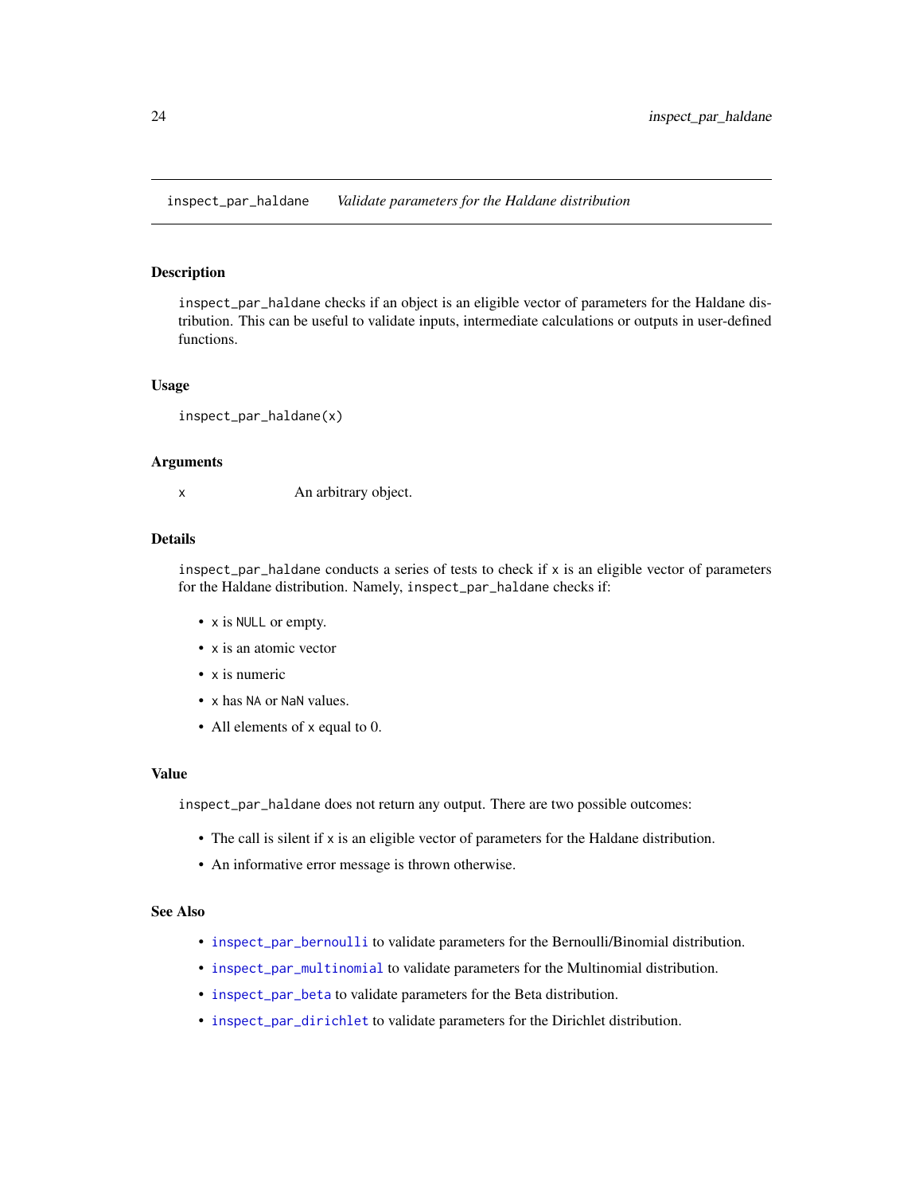inspect_par_haldane *Validate parameters for the Haldane distribution*

## Description

inspect_par_haldane checks if an object is an eligible vector of parameters for the Haldane distribution. This can be useful to validate inputs, intermediate calculations or outputs in user-defined functions.

## Usage

```
inspect_par_haldane(x)
```

## Arguments

| | |
|---|---|
| x | An arbitrary object. |

## Details

inspect_par_haldane conducts a series of tests to check if x is an eligible vector of parameters for the Haldane distribution. Namely, inspect_par_haldane checks if:

- x is NULL or empty.
- x is an atomic vector
- x is numeric
- x has NA or NaN values.
- All elements of x equal to 0.

## Value

inspect_par_haldane does not return any output. There are two possible outcomes:

- The call is silent if x is an eligible vector of parameters for the Haldane distribution.
- An informative error message is thrown otherwise.

## See Also

- inspect_par_bernoulli to validate parameters for the Bernoulli/Binomial distribution.
- inspect_par_multinomial to validate parameters for the Multinomial distribution.
- inspect_par_beta to validate parameters for the Beta distribution.
- inspect_par_dirichlet to validate parameters for the Dirichlet distribution.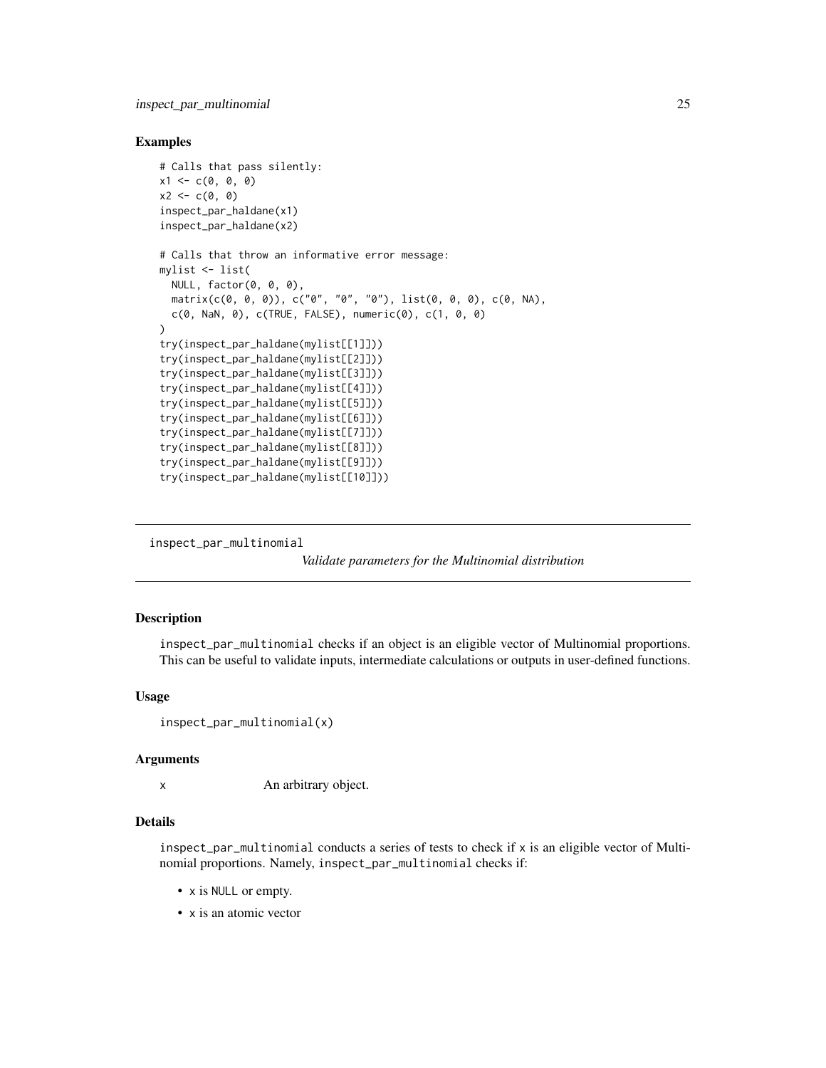## Examples

```
# Calls that pass silently:
x1 <- c(0, 0, 0)
x2 <- c(0, 0)
inspect_par_haldane(x1)
inspect_par_haldane(x2)

# Calls that throw an informative error message:
mylist <- list(
  NULL, factor(0, 0, 0),
  matrix(c(0, 0, 0)), c("0", "0", "0"), list(0, 0, 0), c(0, NA),
  c(0, NaN, 0), c(TRUE, FALSE), numeric(0), c(1, 0, 0)
)
try(inspect_par_haldane(mylist[[1]]))
try(inspect_par_haldane(mylist[[2]]))
try(inspect_par_haldane(mylist[[3]]))
try(inspect_par_haldane(mylist[[4]]))
try(inspect_par_haldane(mylist[[5]]))
try(inspect_par_haldane(mylist[[6]]))
try(inspect_par_haldane(mylist[[7]]))
try(inspect_par_haldane(mylist[[8]]))
try(inspect_par_haldane(mylist[[9]]))
try(inspect_par_haldane(mylist[[10]]))
```

---

# inspect_par_multinomial

*Validate parameters for the Multinomial distribution*

---

## Description

inspect_par_multinomial checks if an object is an eligible vector of Multinomial proportions. This can be useful to validate inputs, intermediate calculations or outputs in user-defined functions.

## Usage

```
inspect_par_multinomial(x)
```

## Arguments

| | |
|---|---|
| x | An arbitrary object. |

## Details

inspect_par_multinomial conducts a series of tests to check if x is an eligible vector of Multinomial proportions. Namely, inspect_par_multinomial checks if:

- x is NULL or empty.
- x is an atomic vector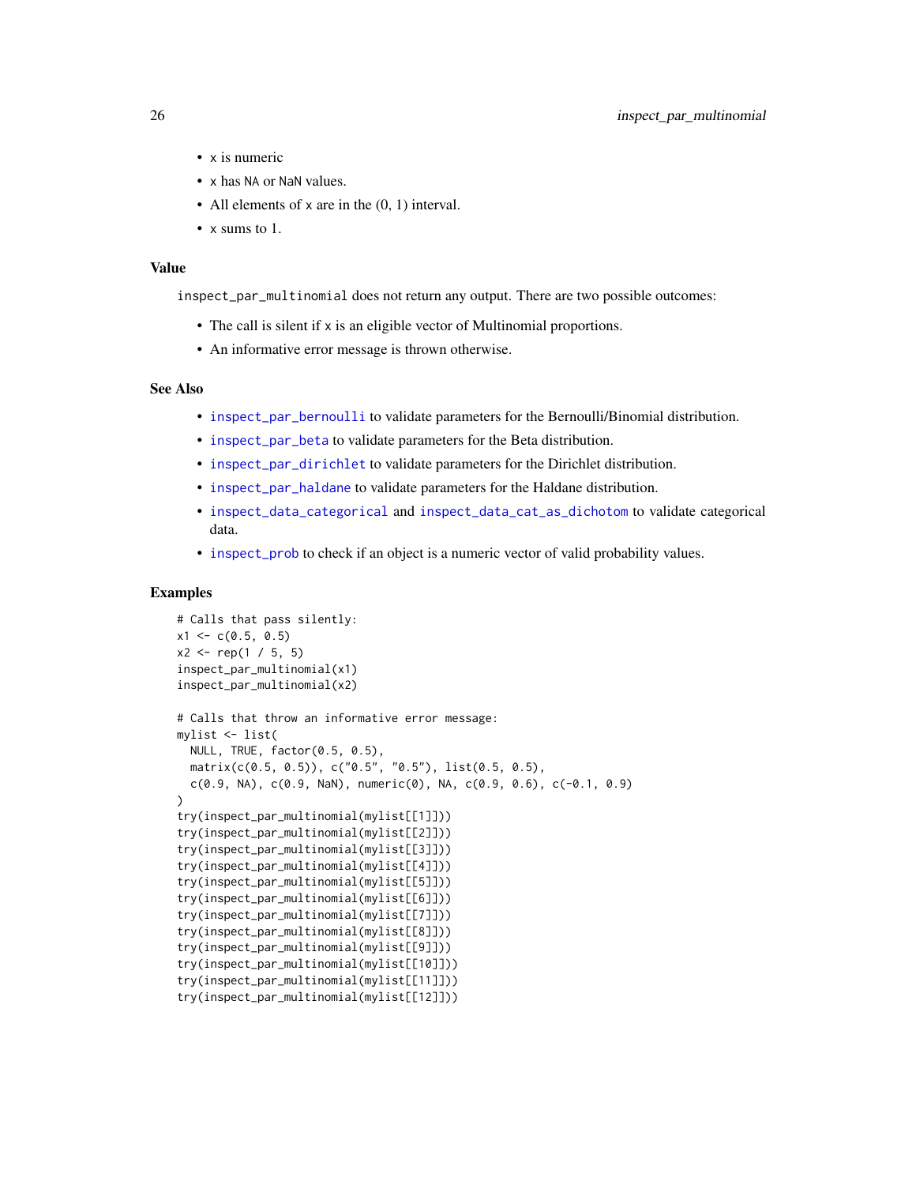- x is numeric
- x has NA or NaN values.
- All elements of x are in the (0, 1) interval.
- x sums to 1.

## Value

inspect_par_multinomial does not return any output. There are two possible outcomes:

- The call is silent if x is an eligible vector of Multinomial proportions.
- An informative error message is thrown otherwise.

## See Also

- inspect_par_bernoulli to validate parameters for the Bernoulli/Binomial distribution.
- inspect_par_beta to validate parameters for the Beta distribution.
- inspect_par_dirichlet to validate parameters for the Dirichlet distribution.
- inspect_par_haldane to validate parameters for the Haldane distribution.
- inspect_data_categorical and inspect_data_cat_as_dichotom to validate categorical data.
- inspect_prob to check if an object is a numeric vector of valid probability values.

## Examples

```
# Calls that pass silently:
x1 <- c(0.5, 0.5)
x2 <- rep(1 / 5, 5)
inspect_par_multinomial(x1)
inspect_par_multinomial(x2)

# Calls that throw an informative error message:
mylist <- list(
  NULL, TRUE, factor(0.5, 0.5),
  matrix(c(0.5, 0.5)), c("0.5", "0.5"), list(0.5, 0.5),
  c(0.9, NA), c(0.9, NaN), numeric(0), NA, c(0.9, 0.6), c(-0.1, 0.9)
)
try(inspect_par_multinomial(mylist[[1]]))
try(inspect_par_multinomial(mylist[[2]]))
try(inspect_par_multinomial(mylist[[3]]))
try(inspect_par_multinomial(mylist[[4]]))
try(inspect_par_multinomial(mylist[[5]]))
try(inspect_par_multinomial(mylist[[6]]))
try(inspect_par_multinomial(mylist[[7]]))
try(inspect_par_multinomial(mylist[[8]]))
try(inspect_par_multinomial(mylist[[9]]))
try(inspect_par_multinomial(mylist[[10]]))
try(inspect_par_multinomial(mylist[[11]]))
try(inspect_par_multinomial(mylist[[12]]))
```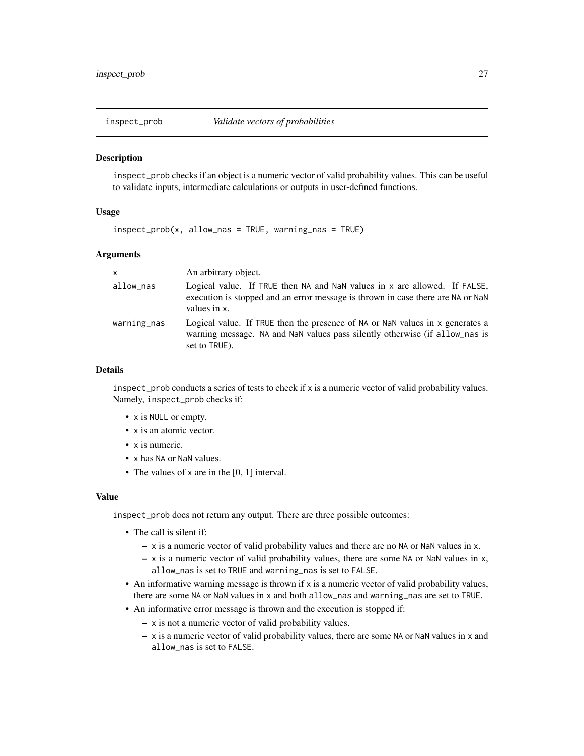## inspect_prob — *Validate vectors of probabilities*

### Description

`inspect_prob` checks if an object is a numeric vector of valid probability values. This can be useful to validate inputs, intermediate calculations or outputs in user-defined functions.

### Usage

```
inspect_prob(x, allow_nas = TRUE, warning_nas = TRUE)
```

### Arguments

| | |
|---|---|
| `x` | An arbitrary object. |
| `allow_nas` | Logical value. If `TRUE` then `NA` and `NaN` values in `x` are allowed. If `FALSE`, execution is stopped and an error message is thrown in case there are `NA` or `NaN` values in `x`. |
| `warning_nas` | Logical value. If `TRUE` then the presence of `NA` or `NaN` values in `x` generates a warning message. `NA` and `NaN` values pass silently otherwise (if `allow_nas` is set to `TRUE`). |

### Details

`inspect_prob` conducts a series of tests to check if `x` is a numeric vector of valid probability values. Namely, `inspect_prob` checks if:

- `x` is `NULL` or empty.
- `x` is an atomic vector.
- `x` is numeric.
- `x` has `NA` or `NaN` values.
- The values of `x` are in the [0, 1] interval.

### Value

`inspect_prob` does not return any output. There are three possible outcomes:

- The call is silent if:
  - `x` is a numeric vector of valid probability values and there are no `NA` or `NaN` values in `x`.
  - `x` is a numeric vector of valid probability values, there are some `NA` or `NaN` values in `x`, `allow_nas` is set to `TRUE` and `warning_nas` is set to `FALSE`.
- An informative warning message is thrown if `x` is a numeric vector of valid probability values, there are some `NA` or `NaN` values in `x` and both `allow_nas` and `warning_nas` are set to `TRUE`.
- An informative error message is thrown and the execution is stopped if:
  - `x` is not a numeric vector of valid probability values.
  - `x` is a numeric vector of valid probability values, there are some `NA` or `NaN` values in `x` and `allow_nas` is set to `FALSE`.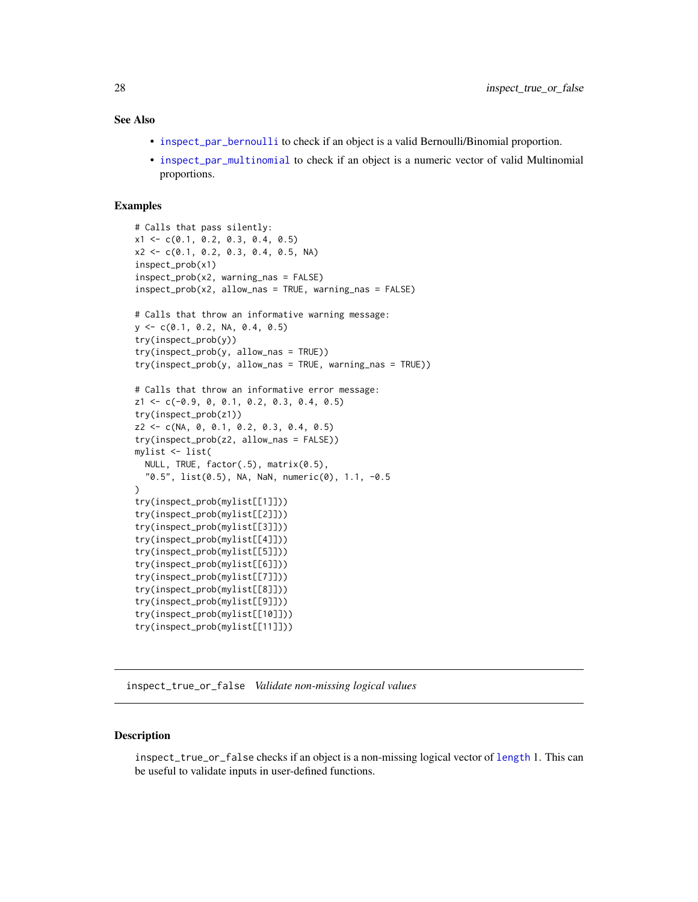### See Also

- `inspect_par_bernoulli` to check if an object is a valid Bernoulli/Binomial proportion.
- `inspect_par_multinomial` to check if an object is a numeric vector of valid Multinomial proportions.

### Examples

```
# Calls that pass silently:
x1 <- c(0.1, 0.2, 0.3, 0.4, 0.5)
x2 <- c(0.1, 0.2, 0.3, 0.4, 0.5, NA)
inspect_prob(x1)
inspect_prob(x2, warning_nas = FALSE)
inspect_prob(x2, allow_nas = TRUE, warning_nas = FALSE)

# Calls that throw an informative warning message:
y <- c(0.1, 0.2, NA, 0.4, 0.5)
try(inspect_prob(y))
try(inspect_prob(y, allow_nas = TRUE))
try(inspect_prob(y, allow_nas = TRUE, warning_nas = TRUE))

# Calls that throw an informative error message:
z1 <- c(-0.9, 0, 0.1, 0.2, 0.3, 0.4, 0.5)
try(inspect_prob(z1))
z2 <- c(NA, 0, 0.1, 0.2, 0.3, 0.4, 0.5)
try(inspect_prob(z2, allow_nas = FALSE))
mylist <- list(
  NULL, TRUE, factor(.5), matrix(0.5),
  "0.5", list(0.5), NA, NaN, numeric(0), 1.1, -0.5
)
try(inspect_prob(mylist[[1]]))
try(inspect_prob(mylist[[2]]))
try(inspect_prob(mylist[[3]]))
try(inspect_prob(mylist[[4]]))
try(inspect_prob(mylist[[5]]))
try(inspect_prob(mylist[[6]]))
try(inspect_prob(mylist[[7]]))
try(inspect_prob(mylist[[8]]))
try(inspect_prob(mylist[[9]]))
try(inspect_prob(mylist[[10]]))
try(inspect_prob(mylist[[11]]))
```

---

## inspect_true_or_false *Validate non-missing logical values*

### Description

`inspect_true_or_false` checks if an object is a non-missing logical vector of `length` 1. This can be useful to validate inputs in user-defined functions.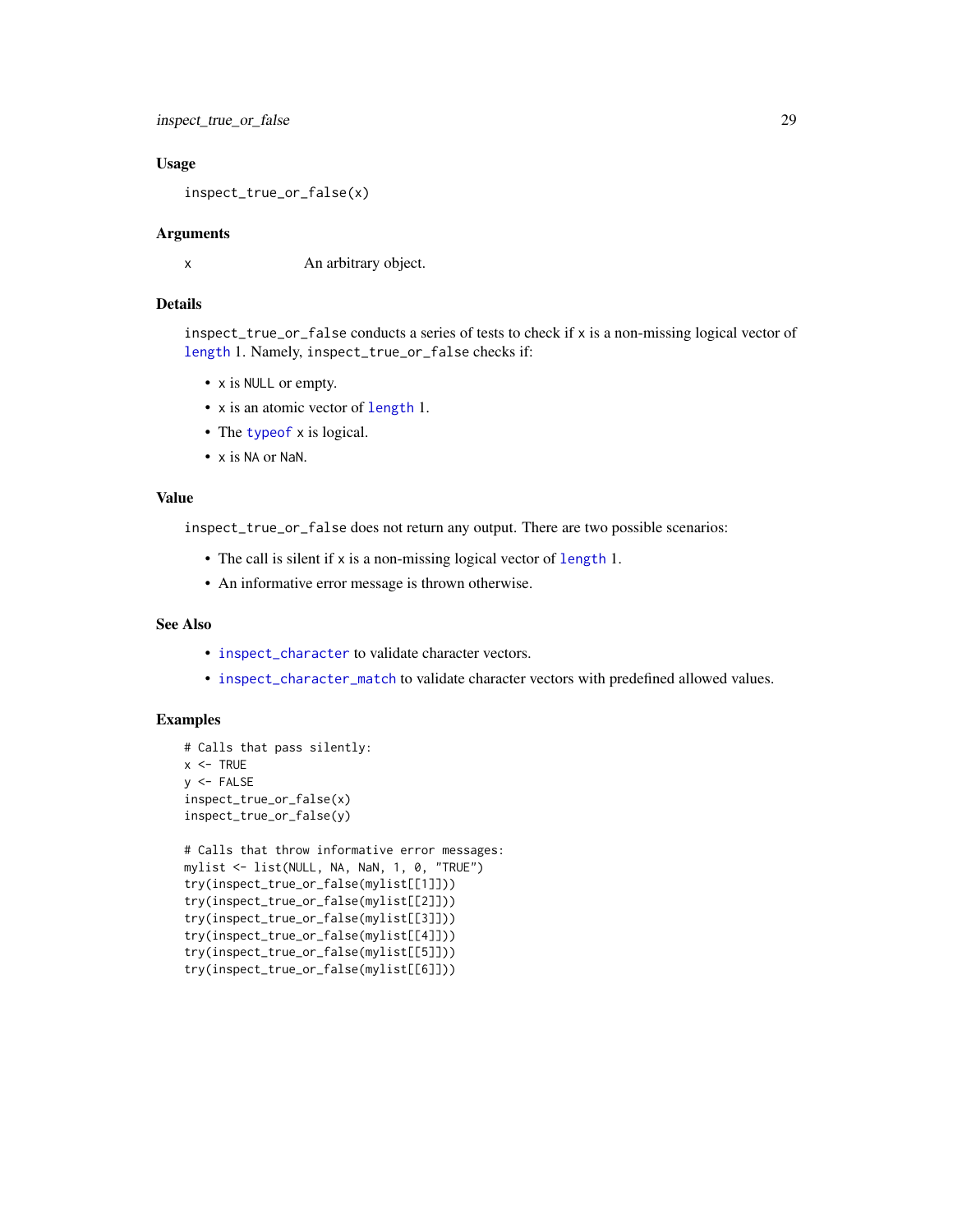## Usage

```
inspect_true_or_false(x)
```

## Arguments

x	An arbitrary object.

## Details

`inspect_true_or_false` conducts a series of tests to check if `x` is a non-missing logical vector of `length` 1. Namely, `inspect_true_or_false` checks if:

- `x` is `NULL` or empty.
- `x` is an atomic vector of `length` 1.
- The `typeof` `x` is logical.
- `x` is `NA` or `NaN`.

## Value

`inspect_true_or_false` does not return any output. There are two possible scenarios:

- The call is silent if `x` is a non-missing logical vector of `length` 1.
- An informative error message is thrown otherwise.

## See Also

- `inspect_character` to validate character vectors.
- `inspect_character_match` to validate character vectors with predefined allowed values.

## Examples

```
# Calls that pass silently:
x <- TRUE
y <- FALSE
inspect_true_or_false(x)
inspect_true_or_false(y)

# Calls that throw informative error messages:
mylist <- list(NULL, NA, NaN, 1, 0, "TRUE")
try(inspect_true_or_false(mylist[[1]]))
try(inspect_true_or_false(mylist[[2]]))
try(inspect_true_or_false(mylist[[3]]))
try(inspect_true_or_false(mylist[[4]]))
try(inspect_true_or_false(mylist[[5]]))
try(inspect_true_or_false(mylist[[6]]))
```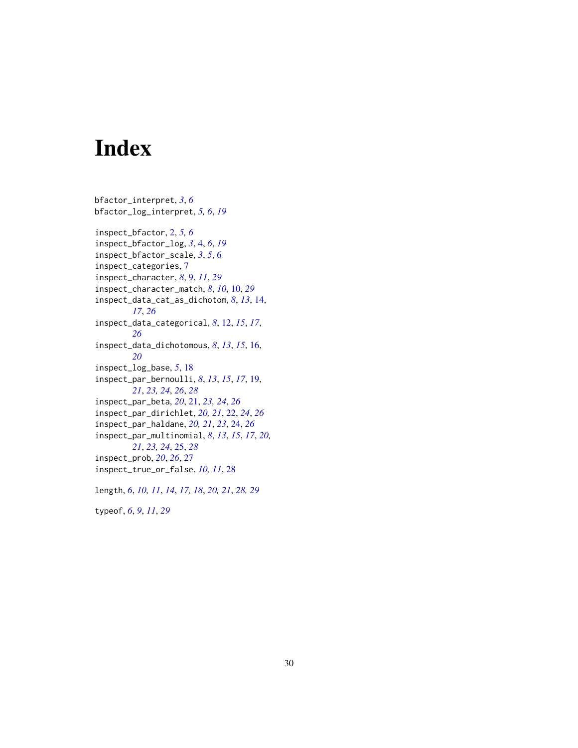# Index

bfactor_interpret, *3*, *6*
bfactor_log_interpret, *5, 6*, *19*

inspect_bfactor, 2, *5, 6*
inspect_bfactor_log, *3*, 4, *6*, *19*
inspect_bfactor_scale, *3*, *5*, 6
inspect_categories, 7
inspect_character, *8*, 9, *11*, *29*
inspect_character_match, *8*, *10*, 10, *29*
inspect_data_cat_as_dichotom, *8*, *13*, 14, *17*, *26*
inspect_data_categorical, *8*, 12, *15*, *17*, *26*
inspect_data_dichotomous, *8*, *13*, *15*, 16, *20*
inspect_log_base, *5*, 18
inspect_par_bernoulli, *8*, *13*, *15*, *17*, 19, *21*, *23, 24*, *26*, *28*
inspect_par_beta, *20*, 21, *23, 24*, *26*
inspect_par_dirichlet, *20, 21*, 22, *24*, *26*
inspect_par_haldane, *20, 21*, *23*, 24, *26*
inspect_par_multinomial, *8*, *13*, *15*, *17*, *20, 21*, *23, 24*, 25, *28*
inspect_prob, *20*, *26*, 27
inspect_true_or_false, *10, 11*, 28

length, *6*, *10, 11*, *14*, *17, 18*, *20, 21*, *28, 29*

typeof, *6*, *9*, *11*, *29*